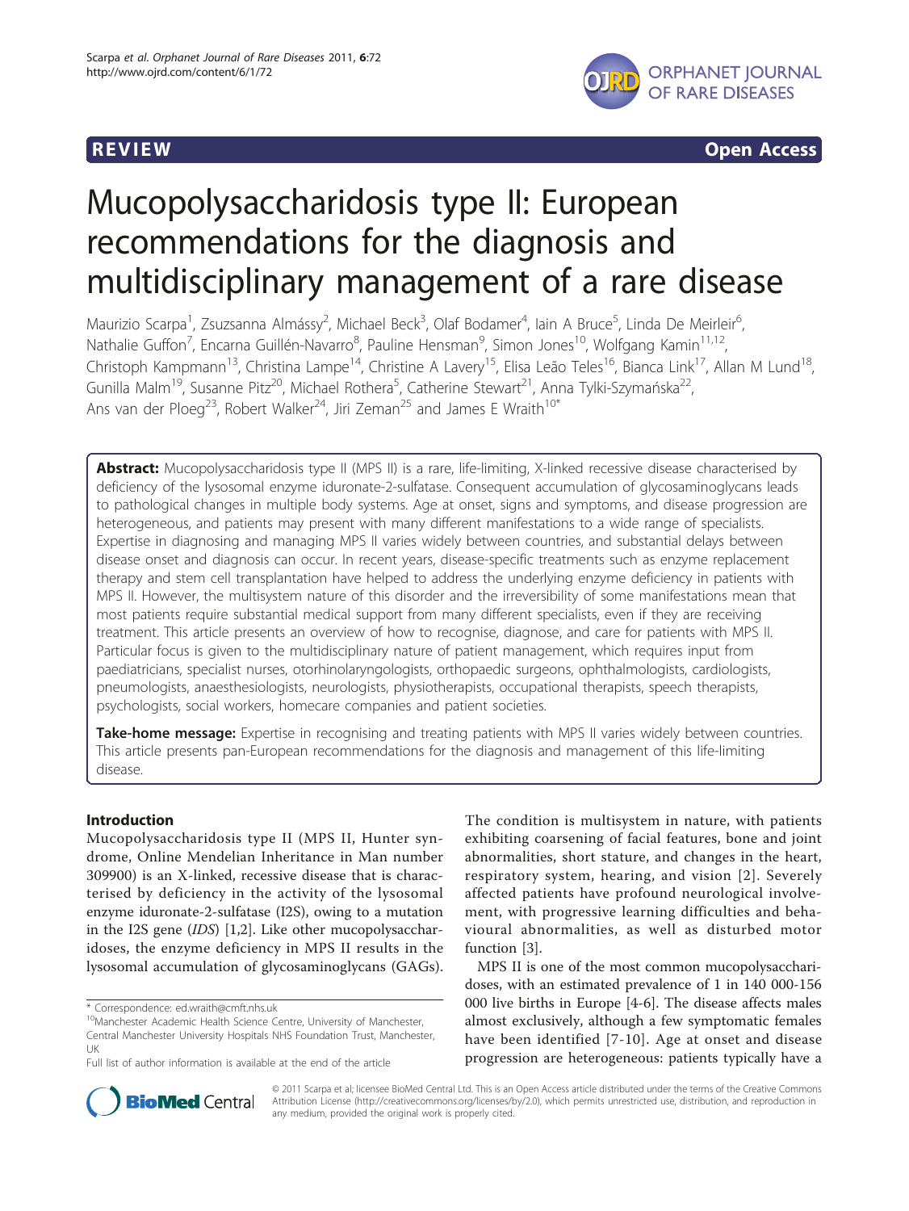REVIEW Open Access

# Mucopolysaccharidosis type II: European recommendations for the diagnosis and multidisciplinary management of a rare disease

Maurizio Scarpa[1], Zsuzsanna Almássy[2], Michael Beck[3], Olaf Bodamer[4], Iain A Bruce[5], Linda De Meirleir[6], Nathalie Guffon[7], Encarna Guillén-Navarro[8], Pauline Hensman[9], Simon Jones[10], Wolfgang Kamin[11,12], Christoph Kampmann[13], Christina Lampe[14], Christine A Lavery[15], Elisa Leão Teles[16], Bianca Link[17], Allan M Lund[18], Gunilla Malm[19], Susanne Pitz[20], Michael Rothera[5], Catherine Stewart[21], Anna Tylki-Szymańska[22], Ans van der Ploeg[23], Robert Walker[24], Jiri Zeman[25] and James E Wraith[10*]

**Abstract:** Mucopolysaccharidosis type II (MPS II) is a rare, life-limiting, X-linked recessive disease characterised by deficiency of the lysosomal enzyme iduronate-2-sulfatase. Consequent accumulation of glycosaminoglycans leads to pathological changes in multiple body systems. Age at onset, signs and symptoms, and disease progression are heterogeneous, and patients may present with many different manifestations to a wide range of specialists. Expertise in diagnosing and managing MPS II varies widely between countries, and substantial delays between disease onset and diagnosis can occur. In recent years, disease-specific treatments such as enzyme replacement therapy and stem cell transplantation have helped to address the underlying enzyme deficiency in patients with MPS II. However, the multisystem nature of this disorder and the irreversibility of some manifestations mean that most patients require substantial medical support from many different specialists, even if they are receiving treatment. This article presents an overview of how to recognise, diagnose, and care for patients with MPS II. Particular focus is given to the multidisciplinary nature of patient management, which requires input from paediatricians, specialist nurses, otorhinolaryngologists, orthopaedic surgeons, ophthalmologists, cardiologists, pneumologists, anaesthesiologists, neurologists, physiotherapists, occupational therapists, speech therapists, psychologists, social workers, homecare companies and patient societies.

**Take-home message:** Expertise in recognising and treating patients with MPS II varies widely between countries. This article presents pan-European recommendations for the diagnosis and management of this life-limiting disease.

## Introduction

Mucopolysaccharidosis type II (MPS II, Hunter syndrome, Online Mendelian Inheritance in Man number 309900) is an X-linked, recessive disease that is characterised by deficiency in the activity of the lysosomal enzyme iduronate-2-sulfatase (I2S), owing to a mutation in the I2S gene (*IDS*) [1,2]. Like other mucopolysaccharidoses, the enzyme deficiency in MPS II results in the lysosomal accumulation of glycosaminoglycans (GAGs). The condition is multisystem in nature, with patients exhibiting coarsening of facial features, bone and joint abnormalities, short stature, and changes in the heart, respiratory system, hearing, and vision [2]. Severely affected patients have profound neurological involvement, with progressive learning difficulties and behavioural abnormalities, as well as disturbed motor function [3].

MPS II is one of the most common mucopolysaccharidoses, with an estimated prevalence of 1 in 140 000-156 000 live births in Europe [4-6]. The disease affects males almost exclusively, although a few symptomatic females have been identified [7-10]. Age at onset and disease progression are heterogeneous: patients typically have a

* Correspondence: ed.wraith@cmft.nhs.uk
[10]Manchester Academic Health Science Centre, University of Manchester, Central Manchester University Hospitals NHS Foundation Trust, Manchester, UK
Full list of author information is available at the end of the article

© 2011 Scarpa et al; licensee BioMed Central Ltd. This is an Open Access article distributed under the terms of the Creative Commons Attribution License (http://creativecommons.org/licenses/by/2.0), which permits unrestricted use, distribution, and reproduction in any medium, provided the original work is properly cited.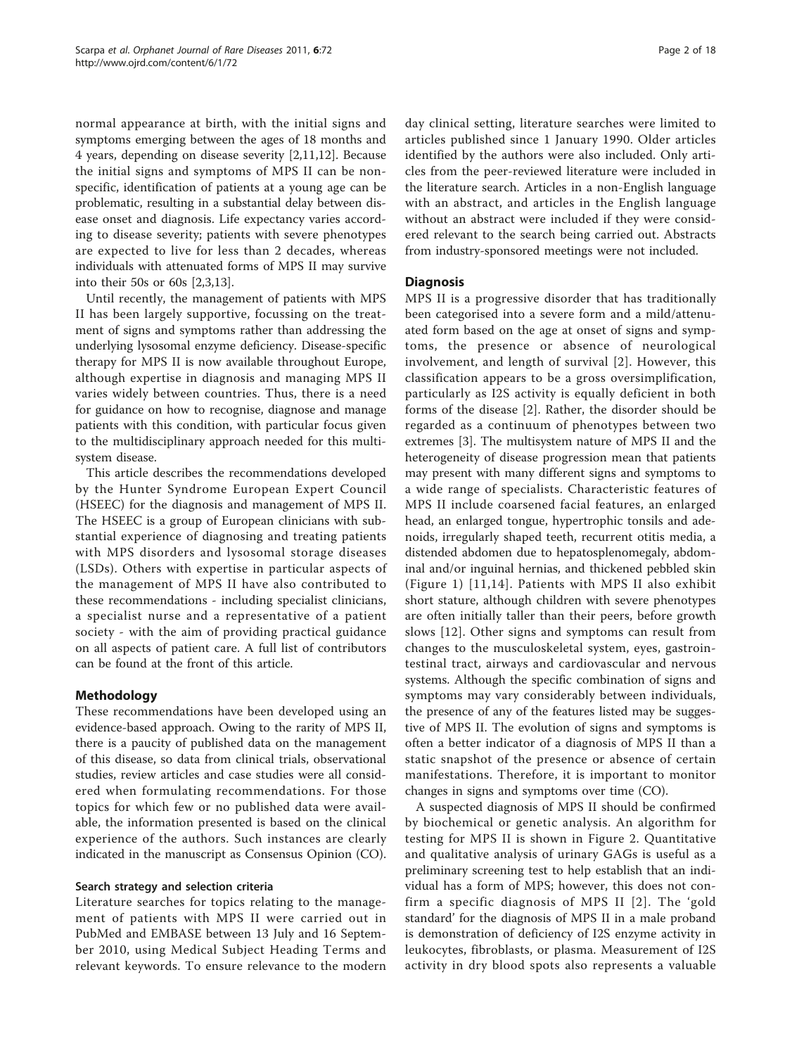normal appearance at birth, with the initial signs and symptoms emerging between the ages of 18 months and 4 years, depending on disease severity [2,11,12]. Because the initial signs and symptoms of MPS II can be non-specific, identification of patients at a young age can be problematic, resulting in a substantial delay between disease onset and diagnosis. Life expectancy varies according to disease severity; patients with severe phenotypes are expected to live for less than 2 decades, whereas individuals with attenuated forms of MPS II may survive into their 50s or 60s [2,3,13].

Until recently, the management of patients with MPS II has been largely supportive, focussing on the treatment of signs and symptoms rather than addressing the underlying lysosomal enzyme deficiency. Disease-specific therapy for MPS II is now available throughout Europe, although expertise in diagnosis and managing MPS II varies widely between countries. Thus, there is a need for guidance on how to recognise, diagnose and manage patients with this condition, with particular focus given to the multidisciplinary approach needed for this multi-system disease.

This article describes the recommendations developed by the Hunter Syndrome European Expert Council (HSEEC) for the diagnosis and management of MPS II. The HSEEC is a group of European clinicians with substantial experience of diagnosing and treating patients with MPS disorders and lysosomal storage diseases (LSDs). Others with expertise in particular aspects of the management of MPS II have also contributed to these recommendations - including specialist clinicians, a specialist nurse and a representative of a patient society - with the aim of providing practical guidance on all aspects of patient care. A full list of contributors can be found at the front of this article.

## Methodology

These recommendations have been developed using an evidence-based approach. Owing to the rarity of MPS II, there is a paucity of published data on the management of this disease, so data from clinical trials, observational studies, review articles and case studies were all considered when formulating recommendations. For those topics for which few or no published data were available, the information presented is based on the clinical experience of the authors. Such instances are clearly indicated in the manuscript as Consensus Opinion (CO).

### Search strategy and selection criteria

Literature searches for topics relating to the management of patients with MPS II were carried out in PubMed and EMBASE between 13 July and 16 September 2010, using Medical Subject Heading Terms and relevant keywords. To ensure relevance to the modern day clinical setting, literature searches were limited to articles published since 1 January 1990. Older articles identified by the authors were also included. Only articles from the peer-reviewed literature were included in the literature search. Articles in a non-English language with an abstract, and articles in the English language without an abstract were included if they were considered relevant to the search being carried out. Abstracts from industry-sponsored meetings were not included.

## Diagnosis

MPS II is a progressive disorder that has traditionally been categorised into a severe form and a mild/attenuated form based on the age at onset of signs and symptoms, the presence or absence of neurological involvement, and length of survival [2]. However, this classification appears to be a gross oversimplification, particularly as I2S activity is equally deficient in both forms of the disease [2]. Rather, the disorder should be regarded as a continuum of phenotypes between two extremes [3]. The multisystem nature of MPS II and the heterogeneity of disease progression mean that patients may present with many different signs and symptoms to a wide range of specialists. Characteristic features of MPS II include coarsened facial features, an enlarged head, an enlarged tongue, hypertrophic tonsils and adenoids, irregularly shaped teeth, recurrent otitis media, a distended abdomen due to hepatosplenomegaly, abdominal and/or inguinal hernias, and thickened pebbled skin (Figure 1) [11,14]. Patients with MPS II also exhibit short stature, although children with severe phenotypes are often initially taller than their peers, before growth slows [12]. Other signs and symptoms can result from changes to the musculoskeletal system, eyes, gastrointestinal tract, airways and cardiovascular and nervous systems. Although the specific combination of signs and symptoms may vary considerably between individuals, the presence of any of the features listed may be suggestive of MPS II. The evolution of signs and symptoms is often a better indicator of a diagnosis of MPS II than a static snapshot of the presence or absence of certain manifestations. Therefore, it is important to monitor changes in signs and symptoms over time (CO).

A suspected diagnosis of MPS II should be confirmed by biochemical or genetic analysis. An algorithm for testing for MPS II is shown in Figure 2. Quantitative and qualitative analysis of urinary GAGs is useful as a preliminary screening test to help establish that an individual has a form of MPS; however, this does not confirm a specific diagnosis of MPS II [2]. The 'gold standard' for the diagnosis of MPS II in a male proband is demonstration of deficiency of I2S enzyme activity in leukocytes, fibroblasts, or plasma. Measurement of I2S activity in dry blood spots also represents a valuable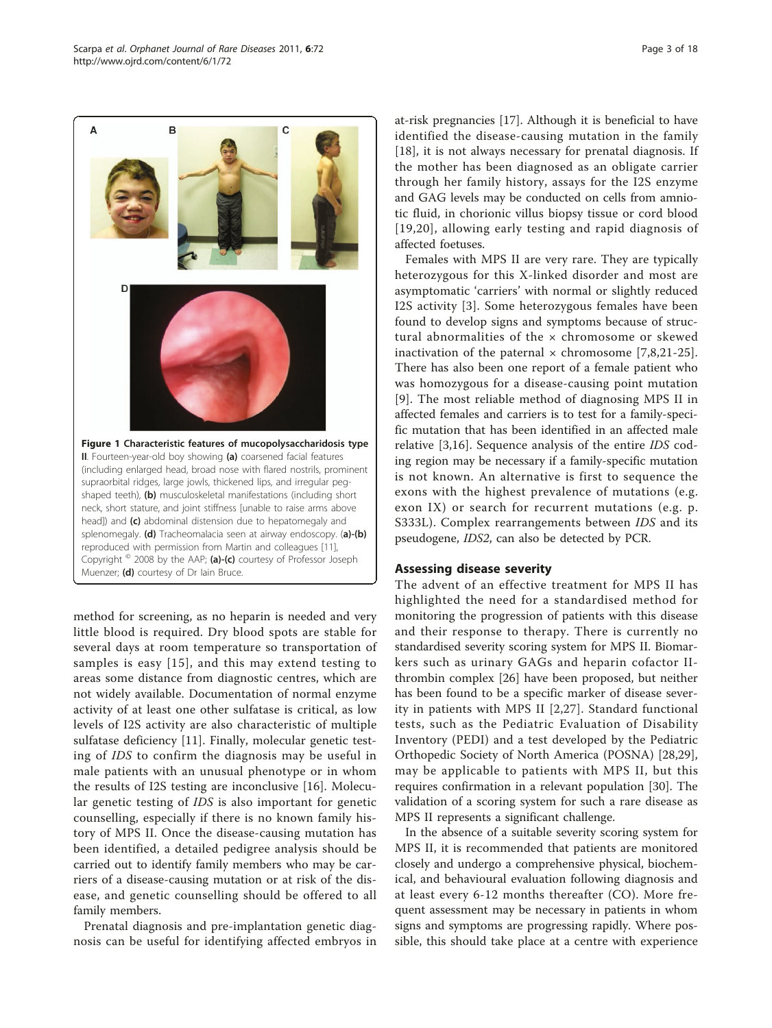**Figure 1 Characteristic features of mucopolysaccharidosis type II**. Fourteen-year-old boy showing **(a)** coarsened facial features (including enlarged head, broad nose with flared nostrils, prominent supraorbital ridges, large jowls, thickened lips, and irregular peg-shaped teeth), **(b)** musculoskeletal manifestations (including short neck, short stature, and joint stiffness [unable to raise arms above head]) and **(c)** abdominal distension due to hepatomegaly and splenomegaly. **(d)** Tracheomalacia seen at airway endoscopy. **(a)-(b)** reproduced with permission from Martin and colleagues [11], Copyright © 2008 by the AAP; **(a)-(c)** courtesy of Professor Joseph Muenzer; **(d)** courtesy of Dr Iain Bruce.

method for screening, as no heparin is needed and very little blood is required. Dry blood spots are stable for several days at room temperature so transportation of samples is easy [15], and this may extend testing to areas some distance from diagnostic centres, which are not widely available. Documentation of normal enzyme activity of at least one other sulfatase is critical, as low levels of I2S activity are also characteristic of multiple sulfatase deficiency [11]. Finally, molecular genetic testing of *IDS* to confirm the diagnosis may be useful in male patients with an unusual phenotype or in whom the results of I2S testing are inconclusive [16]. Molecular genetic testing of *IDS* is also important for genetic counselling, especially if there is no known family history of MPS II. Once the disease-causing mutation has been identified, a detailed pedigree analysis should be carried out to identify family members who may be carriers of a disease-causing mutation or at risk of the disease, and genetic counselling should be offered to all family members.

Prenatal diagnosis and pre-implantation genetic diagnosis can be useful for identifying affected embryos in at-risk pregnancies [17]. Although it is beneficial to have identified the disease-causing mutation in the family [18], it is not always necessary for prenatal diagnosis. If the mother has been diagnosed as an obligate carrier through her family history, assays for the I2S enzyme and GAG levels may be conducted on cells from amniotic fluid, in chorionic villus biopsy tissue or cord blood [19,20], allowing early testing and rapid diagnosis of affected foetuses.

Females with MPS II are very rare. They are typically heterozygous for this X-linked disorder and most are asymptomatic 'carriers' with normal or slightly reduced I2S activity [3]. Some heterozygous females have been found to develop signs and symptoms because of structural abnormalities of the × chromosome or skewed inactivation of the paternal × chromosome [7,8,21-25]. There has also been one report of a female patient who was homozygous for a disease-causing point mutation [9]. The most reliable method of diagnosing MPS II in affected females and carriers is to test for a family-specific mutation that has been identified in an affected male relative [3,16]. Sequence analysis of the entire *IDS* coding region may be necessary if a family-specific mutation is not known. An alternative is first to sequence the exons with the highest prevalence of mutations (e.g. exon IX) or search for recurrent mutations (e.g. p. S333L). Complex rearrangements between *IDS* and its pseudogene, *IDS2*, can also be detected by PCR.

## Assessing disease severity

The advent of an effective treatment for MPS II has highlighted the need for a standardised method for monitoring the progression of patients with this disease and their response to therapy. There is currently no standardised severity scoring system for MPS II. Biomarkers such as urinary GAGs and heparin cofactor II-thrombin complex [26] have been proposed, but neither has been found to be a specific marker of disease severity in patients with MPS II [2,27]. Standard functional tests, such as the Pediatric Evaluation of Disability Inventory (PEDI) and a test developed by the Pediatric Orthopedic Society of North America (POSNA) [28,29], may be applicable to patients with MPS II, but this requires confirmation in a relevant population [30]. The validation of a scoring system for such a rare disease as MPS II represents a significant challenge.

In the absence of a suitable severity scoring system for MPS II, it is recommended that patients are monitored closely and undergo a comprehensive physical, biochemical, and behavioural evaluation following diagnosis and at least every 6-12 months thereafter (CO). More frequent assessment may be necessary in patients in whom signs and symptoms are progressing rapidly. Where possible, this should take place at a centre with experience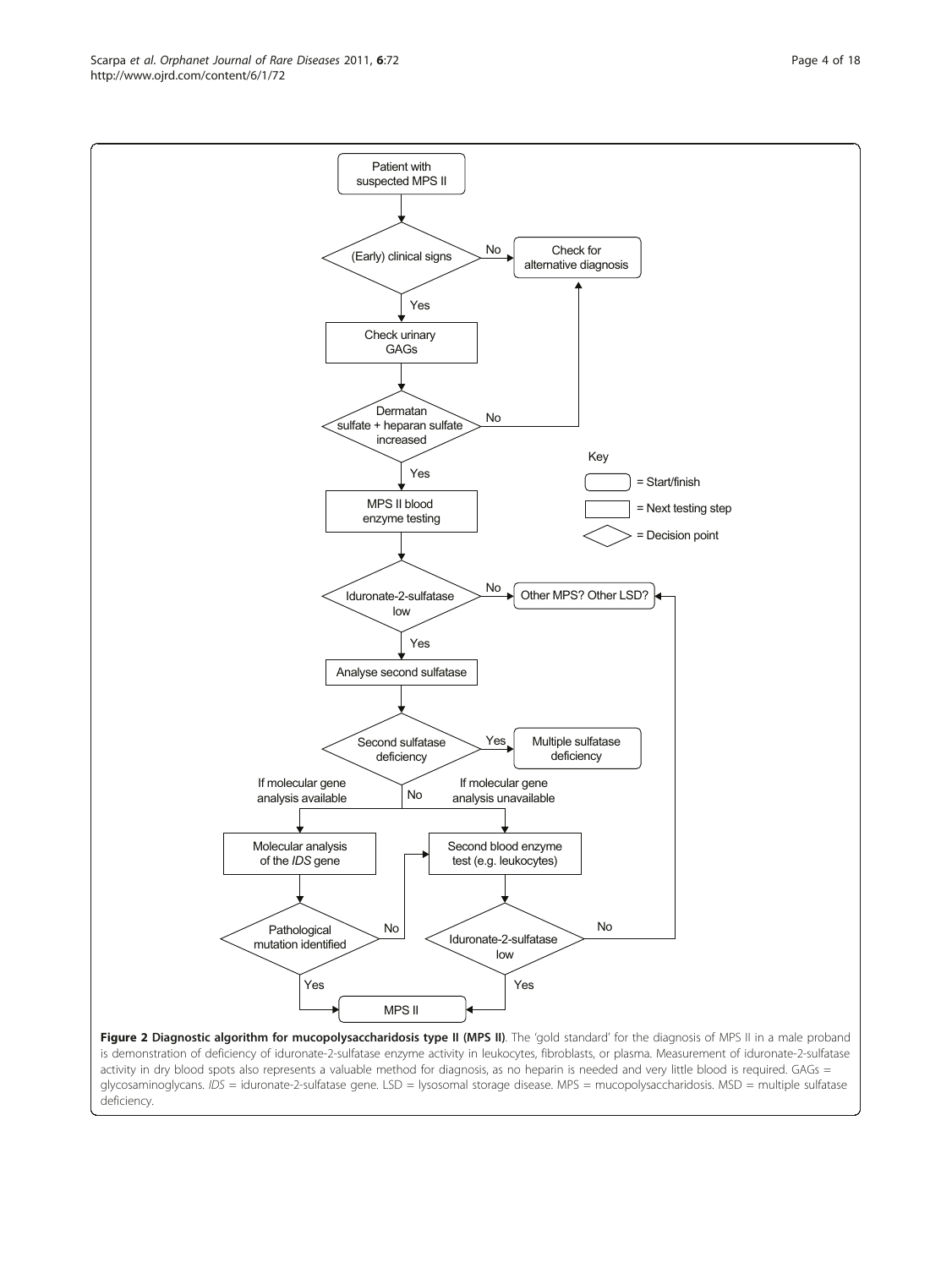Patient with suspected MPS II

(Early) clinical signs — No → Check for alternative diagnosis

Yes ↓

Check urinary GAGs

Dermatan sulfate + heparan sulfate increased — No → Check for alternative diagnosis

Yes ↓

MPS II blood enzyme testing

Iduronate-2-sulfatase low — No → Other MPS? Other LSD?

Yes ↓

Analyse second sulfatase

Second sulfatase deficiency — Yes → Multiple sulfatase deficiency

No ↓

If molecular gene analysis available → Molecular analysis of the *IDS* gene → Pathological mutation identified — Yes → MPS II; No → Second blood enzyme test (e.g. leukocytes)

If molecular gene analysis unavailable → Second blood enzyme test (e.g. leukocytes) → Iduronate-2-sulfatase low — Yes → MPS II; No → Other MPS? Other LSD?

Key

- = Start/finish
- = Next testing step
- = Decision point

**Figure 2 Diagnostic algorithm for mucopolysaccharidosis type II (MPS II)**. The 'gold standard' for the diagnosis of MPS II in a male proband is demonstration of deficiency of iduronate-2-sulfatase enzyme activity in leukocytes, fibroblasts, or plasma. Measurement of iduronate-2-sulfatase activity in dry blood spots also represents a valuable method for diagnosis, as no heparin is needed and very little blood is required. GAGs = glycosaminoglycans. *IDS* = iduronate-2-sulfatase gene. LSD = lysosomal storage disease. MPS = mucopolysaccharidosis. MSD = multiple sulfatase deficiency.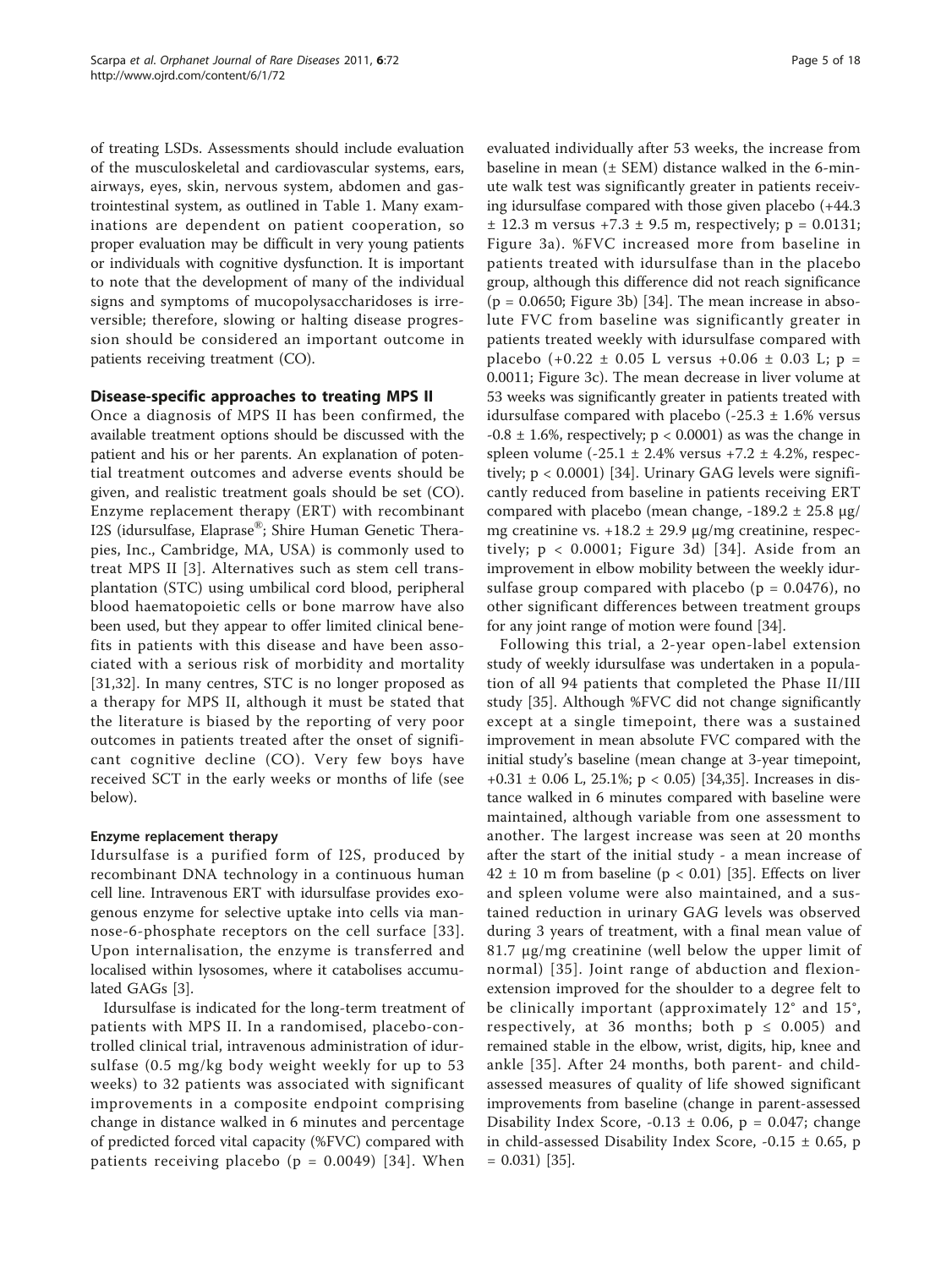of treating LSDs. Assessments should include evaluation of the musculoskeletal and cardiovascular systems, ears, airways, eyes, skin, nervous system, abdomen and gastrointestinal system, as outlined in Table 1. Many examinations are dependent on patient cooperation, so proper evaluation may be difficult in very young patients or individuals with cognitive dysfunction. It is important to note that the development of many of the individual signs and symptoms of mucopolysaccharidoses is irreversible; therefore, slowing or halting disease progression should be considered an important outcome in patients receiving treatment (CO).

## Disease-specific approaches to treating MPS II

Once a diagnosis of MPS II has been confirmed, the available treatment options should be discussed with the patient and his or her parents. An explanation of potential treatment outcomes and adverse events should be given, and realistic treatment goals should be set (CO). Enzyme replacement therapy (ERT) with recombinant I2S (idursulfase, Elaprase®; Shire Human Genetic Therapies, Inc., Cambridge, MA, USA) is commonly used to treat MPS II [3]. Alternatives such as stem cell transplantation (STC) using umbilical cord blood, peripheral blood haematopoietic cells or bone marrow have also been used, but they appear to offer limited clinical benefits in patients with this disease and have been associated with a serious risk of morbidity and mortality [31,32]. In many centres, STC is no longer proposed as a therapy for MPS II, although it must be stated that the literature is biased by the reporting of very poor outcomes in patients treated after the onset of significant cognitive decline (CO). Very few boys have received SCT in the early weeks or months of life (see below).

### Enzyme replacement therapy

Idursulfase is a purified form of I2S, produced by recombinant DNA technology in a continuous human cell line. Intravenous ERT with idursulfase provides exogenous enzyme for selective uptake into cells via mannose-6-phosphate receptors on the cell surface [33]. Upon internalisation, the enzyme is transferred and localised within lysosomes, where it catabolises accumulated GAGs [3].

Idursulfase is indicated for the long-term treatment of patients with MPS II. In a randomised, placebo-controlled clinical trial, intravenous administration of idursulfase (0.5 mg/kg body weight weekly for up to 53 weeks) to 32 patients was associated with significant improvements in a composite endpoint comprising change in distance walked in 6 minutes and percentage of predicted forced vital capacity (%FVC) compared with patients receiving placebo ($p = 0.0049$) [34]. When evaluated individually after 53 weeks, the increase from baseline in mean (± SEM) distance walked in the 6-minute walk test was significantly greater in patients receiving idursulfase compared with those given placebo (+44.3 ± 12.3 m versus +7.3 ± 9.5 m, respectively; $p = 0.0131$; Figure 3a). %FVC increased more from baseline in patients treated with idursulfase than in the placebo group, although this difference did not reach significance ($p = 0.0650$; Figure 3b) [34]. The mean increase in absolute FVC from baseline was significantly greater in patients treated weekly with idursulfase compared with placebo (+0.22 ± 0.05 L versus +0.06 ± 0.03 L; $p = 0.0011$; Figure 3c). The mean decrease in liver volume at 53 weeks was significantly greater in patients treated with idursulfase compared with placebo (-25.3 ± 1.6% versus -0.8 ± 1.6%, respectively; $p < 0.0001$) as was the change in spleen volume (-25.1 ± 2.4% versus +7.2 ± 4.2%, respectively; $p < 0.0001$) [34]. Urinary GAG levels were significantly reduced from baseline in patients receiving ERT compared with placebo (mean change, -189.2 ± 25.8 μg/mg creatinine vs. +18.2 ± 29.9 μg/mg creatinine, respectively; $p < 0.0001$; Figure 3d) [34]. Aside from an improvement in elbow mobility between the weekly idursulfase group compared with placebo ($p = 0.0476$), no other significant differences between treatment groups for any joint range of motion were found [34].

Following this trial, a 2-year open-label extension study of weekly idursulfase was undertaken in a population of all 94 patients that completed the Phase II/III study [35]. Although %FVC did not change significantly except at a single timepoint, there was a sustained improvement in mean absolute FVC compared with the initial study's baseline (mean change at 3-year timepoint, +0.31 ± 0.06 L, 25.1%; $p < 0.05$) [34,35]. Increases in distance walked in 6 minutes compared with baseline were maintained, although variable from one assessment to another. The largest increase was seen at 20 months after the start of the initial study - a mean increase of 42 ± 10 m from baseline ($p < 0.01$) [35]. Effects on liver and spleen volume were also maintained, and a sustained reduction in urinary GAG levels was observed during 3 years of treatment, with a final mean value of 81.7 μg/mg creatinine (well below the upper limit of normal) [35]. Joint range of abduction and flexion-extension improved for the shoulder to a degree felt to be clinically important (approximately 12° and 15°, respectively, at 36 months; both $p \leq 0.005$) and remained stable in the elbow, wrist, digits, hip, knee and ankle [35]. After 24 months, both parent- and child-assessed measures of quality of life showed significant improvements from baseline (change in parent-assessed Disability Index Score, -0.13 ± 0.06, $p = 0.047$; change in child-assessed Disability Index Score, -0.15 ± 0.65, $p = 0.031$) [35].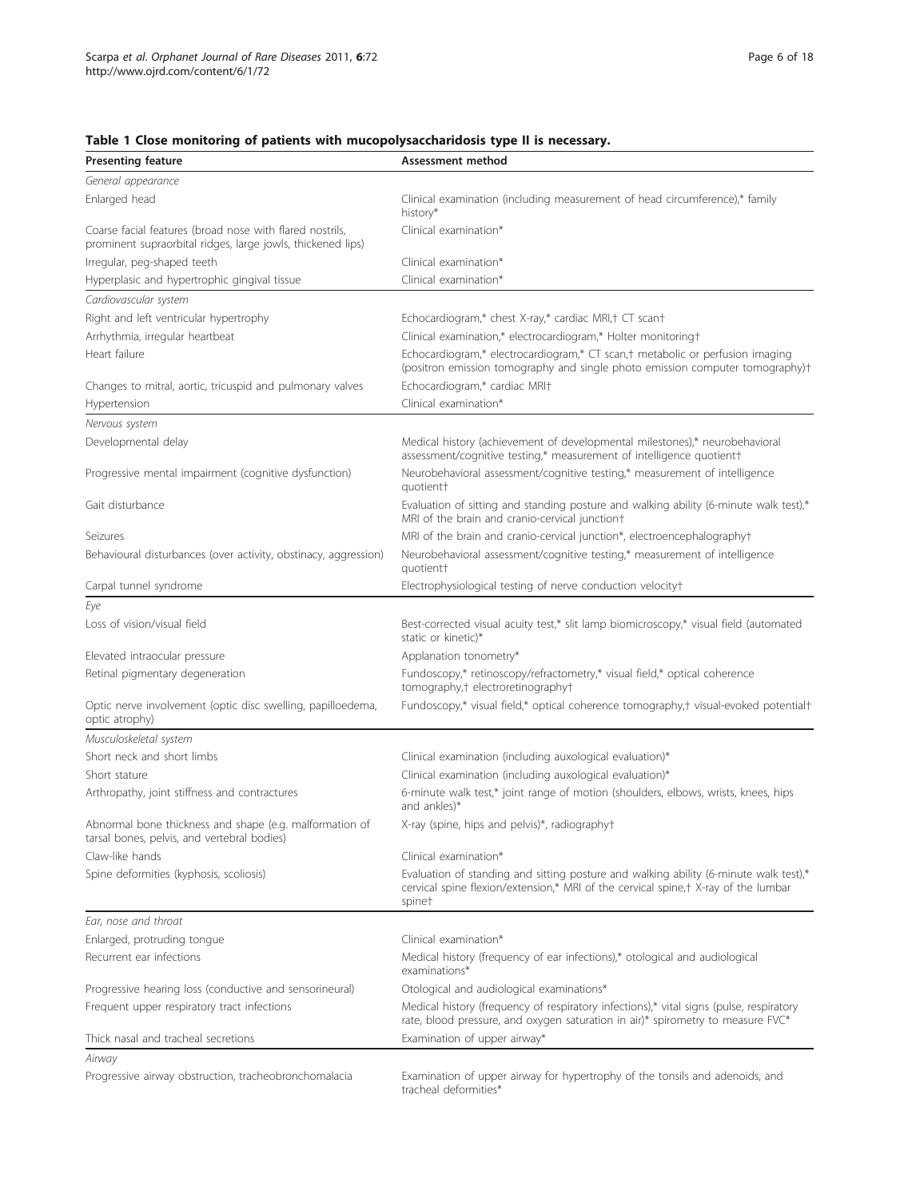**Table 1 Close monitoring of patients with mucopolysaccharidosis type II is necessary.**

| Presenting feature | Assessment method |
|---|---|
| *General appearance* | |
| Enlarged head | Clinical examination (including measurement of head circumference),* family history* |
| Coarse facial features (broad nose with flared nostrils, prominent supraorbital ridges, large jowls, thickened lips) | Clinical examination* |
| Irregular, peg-shaped teeth | Clinical examination* |
| Hyperplasic and hypertrophic gingival tissue | Clinical examination* |
| *Cardiovascular system* | |
| Right and left ventricular hypertrophy | Echocardiogram,* chest X-ray,* cardiac MRI,† CT scan† |
| Arrhythmia, irregular heartbeat | Clinical examination,* electrocardiogram,* Holter monitoring† |
| Heart failure | Echocardiogram,* electrocardiogram,* CT scan,† metabolic or perfusion imaging (positron emission tomography and single photo emission computer tomography)† |
| Changes to mitral, aortic, tricuspid and pulmonary valves | Echocardiogram,* cardiac MRI† |
| Hypertension | Clinical examination* |
| *Nervous system* | |
| Developmental delay | Medical history (achievement of developmental milestones),* neurobehavioral assessment/cognitive testing,* measurement of intelligence quotient† |
| Progressive mental impairment (cognitive dysfunction) | Neurobehavioral assessment/cognitive testing,* measurement of intelligence quotient† |
| Gait disturbance | Evaluation of sitting and standing posture and walking ability (6-minute walk test),* MRI of the brain and cranio-cervical junction† |
| Seizures | MRI of the brain and cranio-cervical junction*, electroencephalography† |
| Behavioural disturbances (over activity, obstinacy, aggression) | Neurobehavioral assessment/cognitive testing,* measurement of intelligence quotient† |
| Carpal tunnel syndrome | Electrophysiological testing of nerve conduction velocity† |
| *Eye* | |
| Loss of vision/visual field | Best-corrected visual acuity test,* slit lamp biomicroscopy,* visual field (automated static or kinetic)* |
| Elevated intraocular pressure | Applanation tonometry* |
| Retinal pigmentary degeneration | Fundoscopy,* retinoscopy/refractometry,* visual field,* optical coherence tomography,† electroretinography† |
| Optic nerve involvement (optic disc swelling, papilloedema, optic atrophy) | Fundoscopy,* visual field,* optical coherence tomography,† visual-evoked potential† |
| *Musculoskeletal system* | |
| Short neck and short limbs | Clinical examination (including auxological evaluation)* |
| Short stature | Clinical examination (including auxological evaluation)* |
| Arthropathy, joint stiffness and contractures | 6-minute walk test,* joint range of motion (shoulders, elbows, wrists, knees, hips and ankles)* |
| Abnormal bone thickness and shape (e.g. malformation of tarsal bones, pelvis, and vertebral bodies) | X-ray (spine, hips and pelvis)*, radiography† |
| Claw-like hands | Clinical examination* |
| Spine deformities (kyphosis, scoliosis) | Evaluation of standing and sitting posture and walking ability (6-minute walk test),* cervical spine flexion/extension,* MRI of the cervical spine,† X-ray of the lumbar spine† |
| *Ear, nose and throat* | |
| Enlarged, protruding tongue | Clinical examination* |
| Recurrent ear infections | Medical history (frequency of ear infections),* otological and audiological examinations* |
| Progressive hearing loss (conductive and sensorineural) | Otological and audiological examinations* |
| Frequent upper respiratory tract infections | Medical history (frequency of respiratory infections),* vital signs (pulse, respiratory rate, blood pressure, and oxygen saturation in air)* spirometry to measure FVC* |
| Thick nasal and tracheal secretions | Examination of upper airway* |
| *Airway* | |
| Progressive airway obstruction, tracheobronchomalacia | Examination of upper airway for hypertrophy of the tonsils and adenoids, and tracheal deformities* |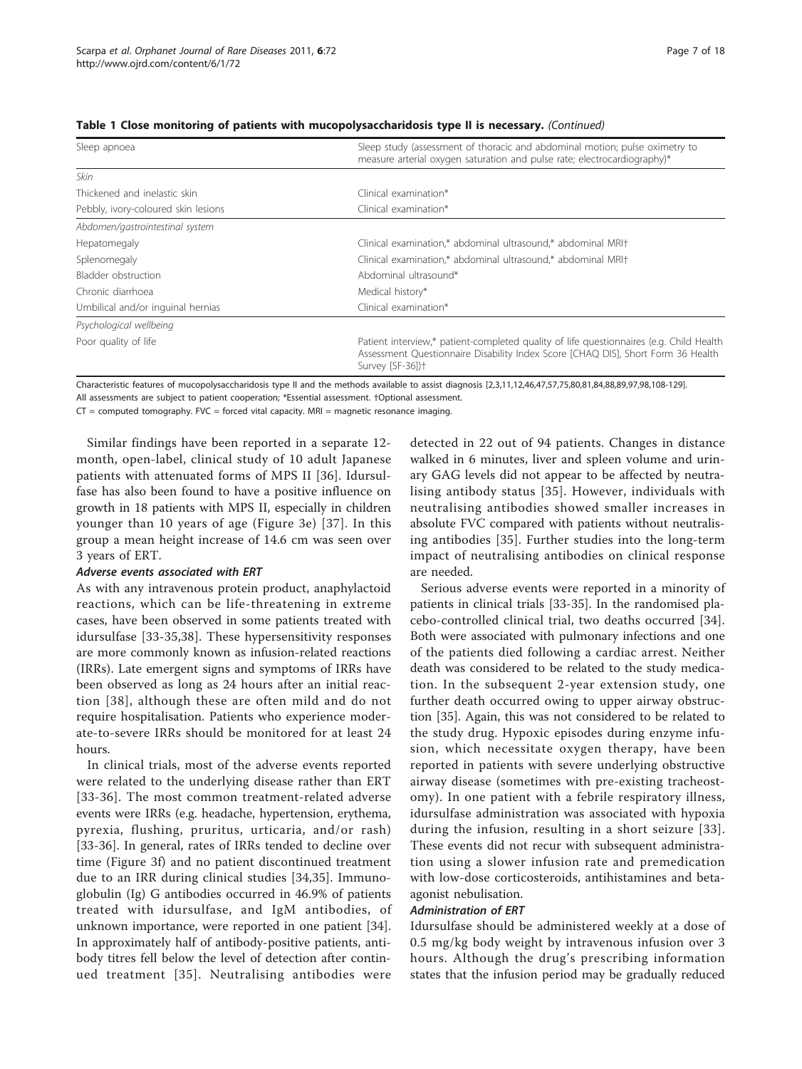**Table 1 Close monitoring of patients with mucopolysaccharidosis type II is necessary.** *(Continued)*

| | |
|---|---|
| Sleep apnoea | Sleep study (assessment of thoracic and abdominal motion; pulse oximetry to measure arterial oxygen saturation and pulse rate; electrocardiography)* |
| *Skin* | |
| Thickened and inelastic skin | Clinical examination* |
| Pebbly, ivory-coloured skin lesions | Clinical examination* |
| *Abdomen/gastrointestinal system* | |
| Hepatomegaly | Clinical examination,* abdominal ultrasound,* abdominal MRI† |
| Splenomegaly | Clinical examination,* abdominal ultrasound,* abdominal MRI† |
| Bladder obstruction | Abdominal ultrasound* |
| Chronic diarrhoea | Medical history* |
| Umbilical and/or inguinal hernias | Clinical examination* |
| *Psychological wellbeing* | |
| Poor quality of life | Patient interview,* patient-completed quality of life questionnaires (e.g. Child Health Assessment Questionnaire Disability Index Score [CHAQ DIS], Short Form 36 Health Survey [SF-36])† |

Characteristic features of mucopolysaccharidosis type II and the methods available to assist diagnosis [2,3,11,12,46,47,57,75,80,81,84,88,89,97,98,108-129].
All assessments are subject to patient cooperation; *Essential assessment. †Optional assessment.
CT = computed tomography. FVC = forced vital capacity. MRI = magnetic resonance imaging.

Similar findings have been reported in a separate 12-month, open-label, clinical study of 10 adult Japanese patients with attenuated forms of MPS II [36]. Idursulfase has also been found to have a positive influence on growth in 18 patients with MPS II, especially in children younger than 10 years of age (Figure 3e) [37]. In this group a mean height increase of 14.6 cm was seen over 3 years of ERT.

#### *Adverse events associated with ERT*

As with any intravenous protein product, anaphylactoid reactions, which can be life-threatening in extreme cases, have been observed in some patients treated with idursulfase [33-35,38]. These hypersensitivity responses are more commonly known as infusion-related reactions (IRRs). Late emergent signs and symptoms of IRRs have been observed as long as 24 hours after an initial reaction [38], although these are often mild and do not require hospitalisation. Patients who experience moderate-to-severe IRRs should be monitored for at least 24 hours.

In clinical trials, most of the adverse events reported were related to the underlying disease rather than ERT [33-36]. The most common treatment-related adverse events were IRRs (e.g. headache, hypertension, erythema, pyrexia, flushing, pruritus, urticaria, and/or rash) [33-36]. In general, rates of IRRs tended to decline over time (Figure 3f) and no patient discontinued treatment due to an IRR during clinical studies [34,35]. Immunoglobulin (Ig) G antibodies occurred in 46.9% of patients treated with idursulfase, and IgM antibodies, of unknown importance, were reported in one patient [34]. In approximately half of antibody-positive patients, antibody titres fell below the level of detection after continued treatment [35]. Neutralising antibodies were detected in 22 out of 94 patients. Changes in distance walked in 6 minutes, liver and spleen volume and urinary GAG levels did not appear to be affected by neutralising antibody status [35]. However, individuals with neutralising antibodies showed smaller increases in absolute FVC compared with patients without neutralising antibodies [35]. Further studies into the long-term impact of neutralising antibodies on clinical response are needed.

Serious adverse events were reported in a minority of patients in clinical trials [33-35]. In the randomised placebo-controlled clinical trial, two deaths occurred [34]. Both were associated with pulmonary infections and one of the patients died following a cardiac arrest. Neither death was considered to be related to the study medication. In the subsequent 2-year extension study, one further death occurred owing to upper airway obstruction [35]. Again, this was not considered to be related to the study drug. Hypoxic episodes during enzyme infusion, which necessitate oxygen therapy, have been reported in patients with severe underlying obstructive airway disease (sometimes with pre-existing tracheostomy). In one patient with a febrile respiratory illness, idursulfase administration was associated with hypoxia during the infusion, resulting in a short seizure [33]. These events did not recur with subsequent administration using a slower infusion rate and premedication with low-dose corticosteroids, antihistamines and beta-agonist nebulisation.

#### *Administration of ERT*

Idursulfase should be administered weekly at a dose of 0.5 mg/kg body weight by intravenous infusion over 3 hours. Although the drug's prescribing information states that the infusion period may be gradually reduced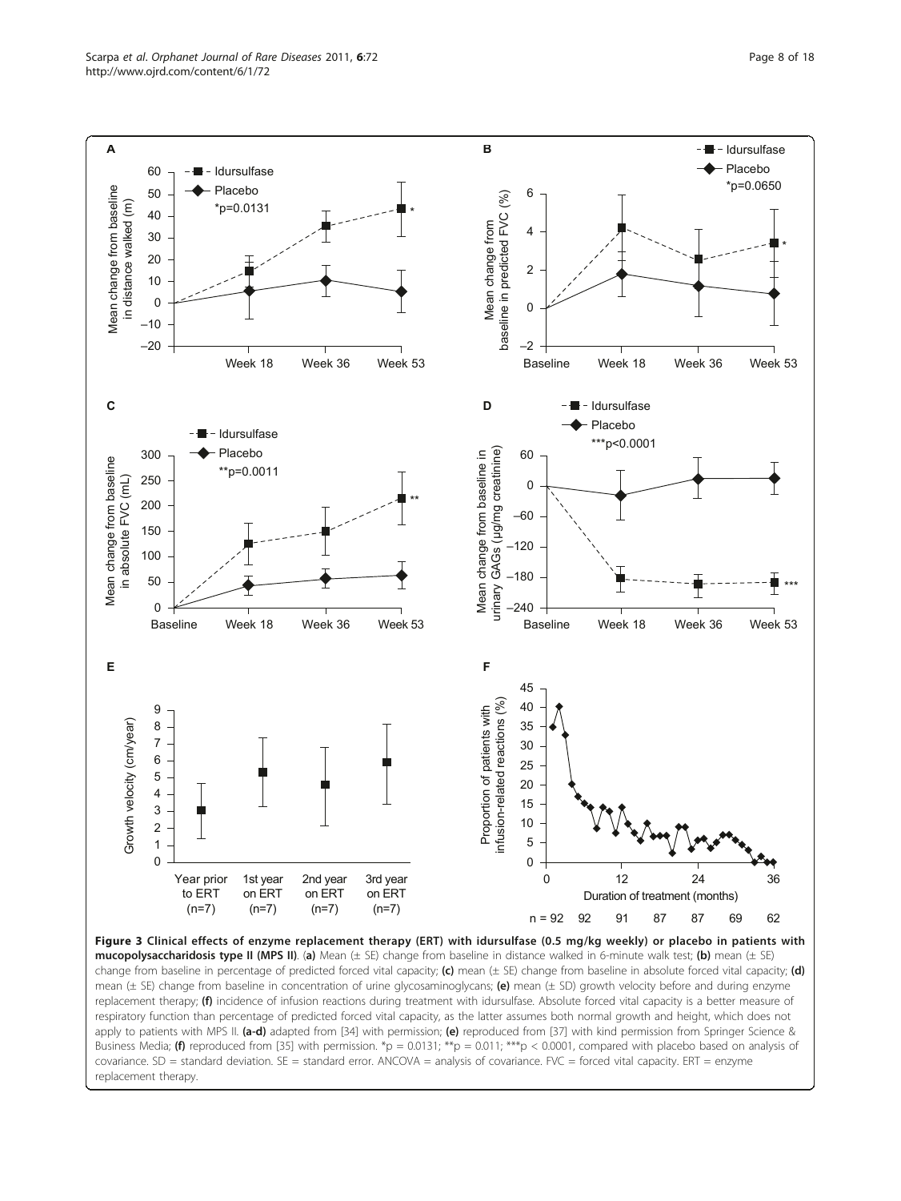**Figure 3 Clinical effects of enzyme replacement therapy (ERT) with idursulfase (0.5 mg/kg weekly) or placebo in patients with mucopolysaccharidosis type II (MPS II)**. (**a**) Mean (± SE) change from baseline in distance walked in 6-minute walk test; **(b)** mean (± SE) change from baseline in percentage of predicted forced vital capacity; **(c)** mean (± SE) change from baseline in absolute forced vital capacity; **(d)** mean (± SE) change from baseline in concentration of urine glycosaminoglycans; **(e)** mean (± SD) growth velocity before and during enzyme replacement therapy; **(f)** incidence of infusion reactions during treatment with idursulfase. Absolute forced vital capacity is a better measure of respiratory function than percentage of predicted forced vital capacity, as the latter assumes both normal growth and height, which does not apply to patients with MPS II. **(a-d)** adapted from [34] with permission; **(e)** reproduced from [37] with kind permission from Springer Science & Business Media; **(f)** reproduced from [35] with permission. *p = 0.0131; **p = 0.011; ***p < 0.0001, compared with placebo based on analysis of covariance. SD = standard deviation. SE = standard error. ANCOVA = analysis of covariance. FVC = forced vital capacity. ERT = enzyme replacement therapy.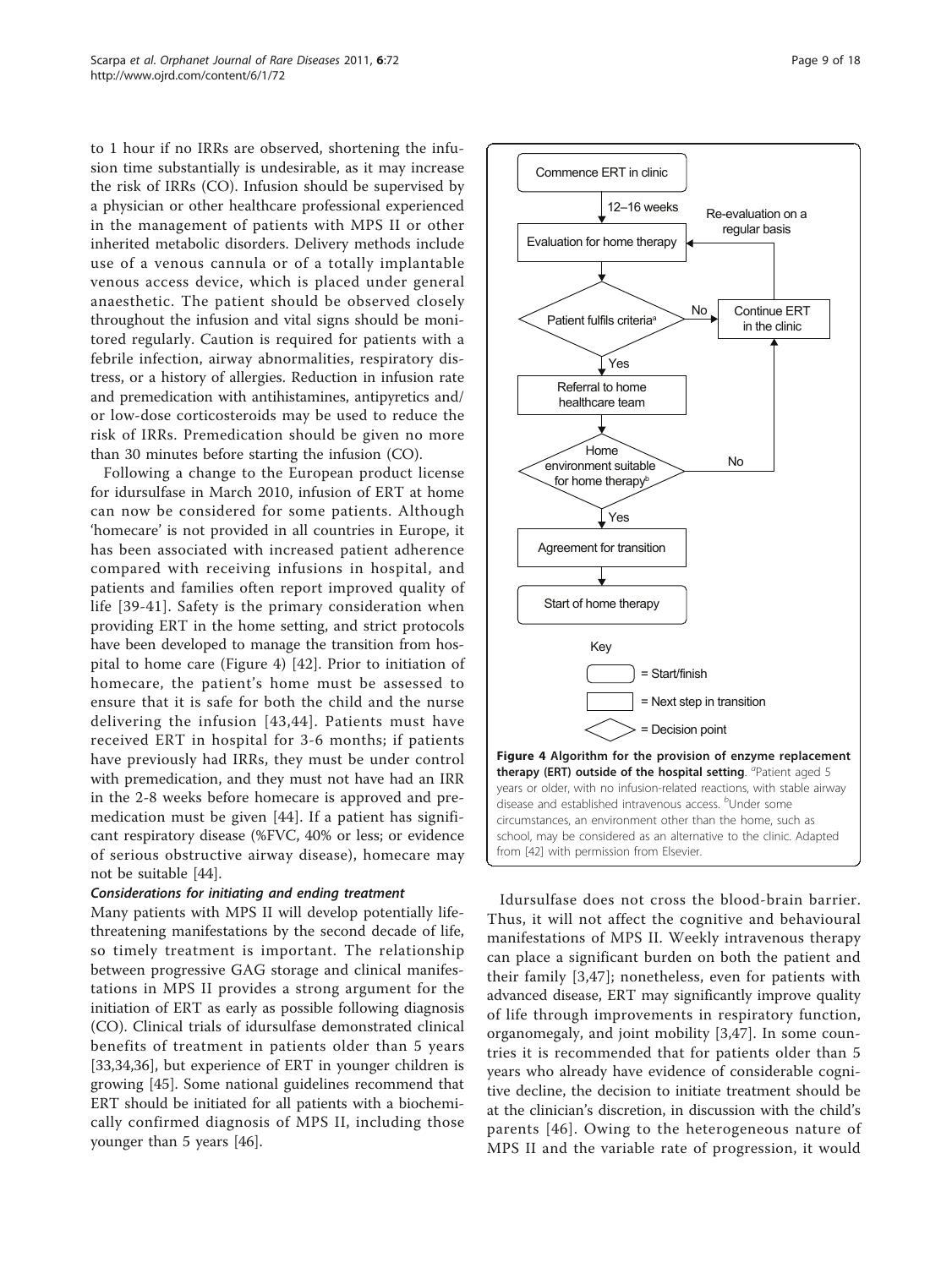to 1 hour if no IRRs are observed, shortening the infusion time substantially is undesirable, as it may increase the risk of IRRs (CO). Infusion should be supervised by a physician or other healthcare professional experienced in the management of patients with MPS II or other inherited metabolic disorders. Delivery methods include use of a venous cannula or of a totally implantable venous access device, which is placed under general anaesthetic. The patient should be observed closely throughout the infusion and vital signs should be monitored regularly. Caution is required for patients with a febrile infection, airway abnormalities, respiratory distress, or a history of allergies. Reduction in infusion rate and premedication with antihistamines, antipyretics and/or low-dose corticosteroids may be used to reduce the risk of IRRs. Premedication should be given no more than 30 minutes before starting the infusion (CO).

Following a change to the European product license for idursulfase in March 2010, infusion of ERT at home can now be considered for some patients. Although 'homecare' is not provided in all countries in Europe, it has been associated with increased patient adherence compared with receiving infusions in hospital, and patients and families often report improved quality of life [39-41]. Safety is the primary consideration when providing ERT in the home setting, and strict protocols have been developed to manage the transition from hospital to home care (Figure 4) [42]. Prior to initiation of homecare, the patient's home must be assessed to ensure that it is safe for both the child and the nurse delivering the infusion [43,44]. Patients must have received ERT in hospital for 3-6 months; if patients have previously had IRRs, they must be under control with premedication, and they must not have had an IRR in the 2-8 weeks before homecare is approved and premedication must be given [44]. If a patient has significant respiratory disease (%FVC, 40% or less; or evidence of serious obstructive airway disease), homecare may not be suitable [44].

#### Considerations for initiating and ending treatment

Many patients with MPS II will develop potentially life-threatening manifestations by the second decade of life, so timely treatment is important. The relationship between progressive GAG storage and clinical manifestations in MPS II provides a strong argument for the initiation of ERT as early as possible following diagnosis (CO). Clinical trials of idursulfase demonstrated clinical benefits of treatment in patients older than 5 years [33,34,36], but experience of ERT in younger children is growing [45]. Some national guidelines recommend that ERT should be initiated for all patients with a biochemically confirmed diagnosis of MPS II, including those younger than 5 years [46].

Commence ERT in clinic → (12–16 weeks) → Evaluation for home therapy → Patient fulfils criteria[a] → No: Continue ERT in the clinic → Re-evaluation on a regular basis → Evaluation for home therapy; Yes: Referral to home healthcare team → Home environment suitable for home therapy[b] → No: Continue ERT in the clinic; Yes: Agreement for transition → Start of home therapy

Key: rounded box = Start/finish; rectangle = Next step in transition; diamond = Decision point

**Figure 4 Algorithm for the provision of enzyme replacement therapy (ERT) outside of the hospital setting**. [a]Patient aged 5 years or older, with no infusion-related reactions, with stable airway disease and established intravenous access. [b]Under some circumstances, an environment other than the home, such as school, may be considered as an alternative to the clinic. Adapted from [42] with permission from Elsevier.

Idursulfase does not cross the blood-brain barrier. Thus, it will not affect the cognitive and behavioural manifestations of MPS II. Weekly intravenous therapy can place a significant burden on both the patient and their family [3,47]; nonetheless, even for patients with advanced disease, ERT may significantly improve quality of life through improvements in respiratory function, organomegaly, and joint mobility [3,47]. In some countries it is recommended that for patients older than 5 years who already have evidence of considerable cognitive decline, the decision to initiate treatment should be at the clinician's discretion, in discussion with the child's parents [46]. Owing to the heterogeneous nature of MPS II and the variable rate of progression, it would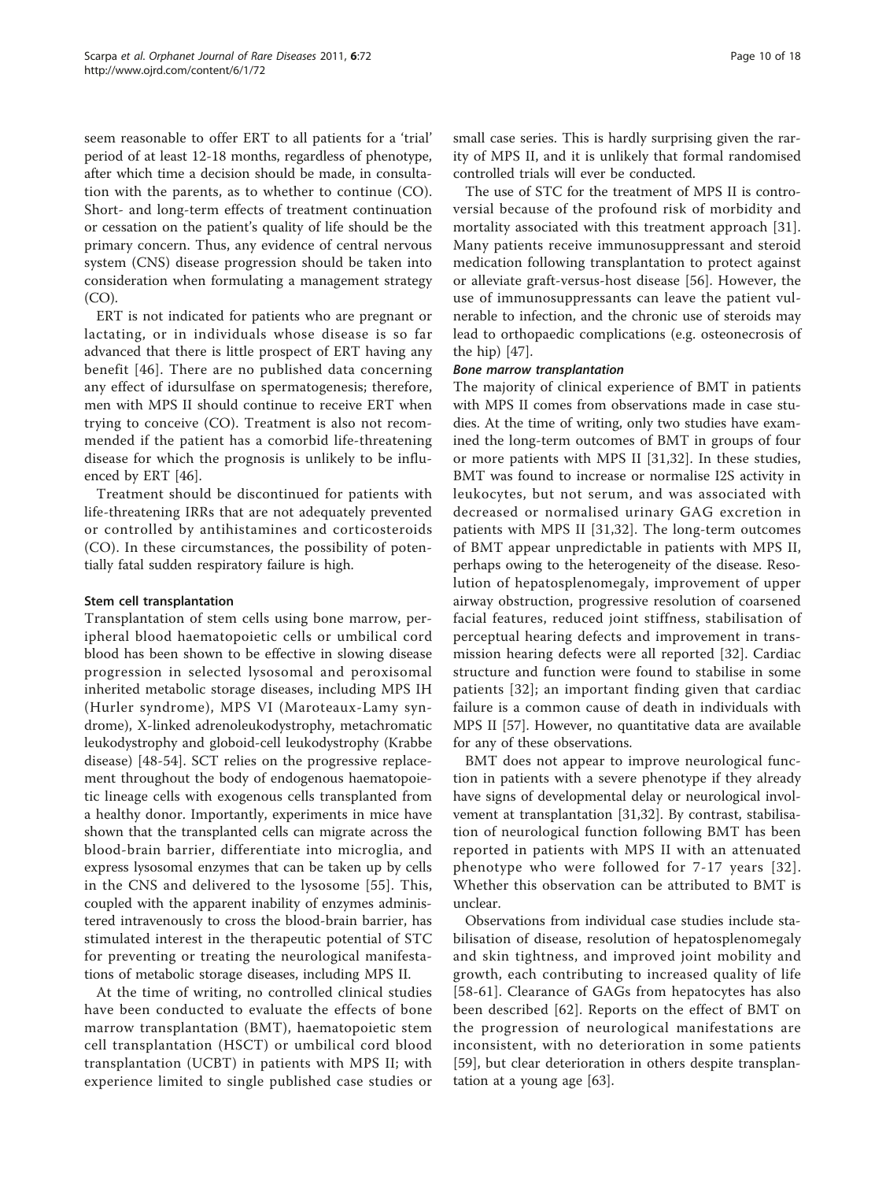seem reasonable to offer ERT to all patients for a 'trial' period of at least 12-18 months, regardless of phenotype, after which time a decision should be made, in consultation with the parents, as to whether to continue (CO). Short- and long-term effects of treatment continuation or cessation on the patient's quality of life should be the primary concern. Thus, any evidence of central nervous system (CNS) disease progression should be taken into consideration when formulating a management strategy (CO).

ERT is not indicated for patients who are pregnant or lactating, or in individuals whose disease is so far advanced that there is little prospect of ERT having any benefit [46]. There are no published data concerning any effect of idursulfase on spermatogenesis; therefore, men with MPS II should continue to receive ERT when trying to conceive (CO). Treatment is also not recommended if the patient has a comorbid life-threatening disease for which the prognosis is unlikely to be influenced by ERT [46].

Treatment should be discontinued for patients with life-threatening IRRs that are not adequately prevented or controlled by antihistamines and corticosteroids (CO). In these circumstances, the possibility of potentially fatal sudden respiratory failure is high.

### Stem cell transplantation

Transplantation of stem cells using bone marrow, peripheral blood haematopoietic cells or umbilical cord blood has been shown to be effective in slowing disease progression in selected lysosomal and peroxisomal inherited metabolic storage diseases, including MPS IH (Hurler syndrome), MPS VI (Maroteaux-Lamy syndrome), X-linked adrenoleukodystrophy, metachromatic leukodystrophy and globoid-cell leukodystrophy (Krabbe disease) [48-54]. SCT relies on the progressive replacement throughout the body of endogenous haematopoietic lineage cells with exogenous cells transplanted from a healthy donor. Importantly, experiments in mice have shown that the transplanted cells can migrate across the blood-brain barrier, differentiate into microglia, and express lysosomal enzymes that can be taken up by cells in the CNS and delivered to the lysosome [55]. This, coupled with the apparent inability of enzymes administered intravenously to cross the blood-brain barrier, has stimulated interest in the therapeutic potential of STC for preventing or treating the neurological manifestations of metabolic storage diseases, including MPS II.

At the time of writing, no controlled clinical studies have been conducted to evaluate the effects of bone marrow transplantation (BMT), haematopoietic stem cell transplantation (HSCT) or umbilical cord blood transplantation (UCBT) in patients with MPS II; with experience limited to single published case studies or small case series. This is hardly surprising given the rarity of MPS II, and it is unlikely that formal randomised controlled trials will ever be conducted.

The use of STC for the treatment of MPS II is controversial because of the profound risk of morbidity and mortality associated with this treatment approach [31]. Many patients receive immunosuppressant and steroid medication following transplantation to protect against or alleviate graft-versus-host disease [56]. However, the use of immunosuppressants can leave the patient vulnerable to infection, and the chronic use of steroids may lead to orthopaedic complications (e.g. osteonecrosis of the hip) [47].

#### *Bone marrow transplantation*

The majority of clinical experience of BMT in patients with MPS II comes from observations made in case studies. At the time of writing, only two studies have examined the long-term outcomes of BMT in groups of four or more patients with MPS II [31,32]. In these studies, BMT was found to increase or normalise I2S activity in leukocytes, but not serum, and was associated with decreased or normalised urinary GAG excretion in patients with MPS II [31,32]. The long-term outcomes of BMT appear unpredictable in patients with MPS II, perhaps owing to the heterogeneity of the disease. Resolution of hepatosplenomegaly, improvement of upper airway obstruction, progressive resolution of coarsened facial features, reduced joint stiffness, stabilisation of perceptual hearing defects and improvement in transmission hearing defects were all reported [32]. Cardiac structure and function were found to stabilise in some patients [32]; an important finding given that cardiac failure is a common cause of death in individuals with MPS II [57]. However, no quantitative data are available for any of these observations.

BMT does not appear to improve neurological function in patients with a severe phenotype if they already have signs of developmental delay or neurological involvement at transplantation [31,32]. By contrast, stabilisation of neurological function following BMT has been reported in patients with MPS II with an attenuated phenotype who were followed for 7-17 years [32]. Whether this observation can be attributed to BMT is unclear.

Observations from individual case studies include stabilisation of disease, resolution of hepatosplenomegaly and skin tightness, and improved joint mobility and growth, each contributing to increased quality of life [58-61]. Clearance of GAGs from hepatocytes has also been described [62]. Reports on the effect of BMT on the progression of neurological manifestations are inconsistent, with no deterioration in some patients [59], but clear deterioration in others despite transplantation at a young age [63].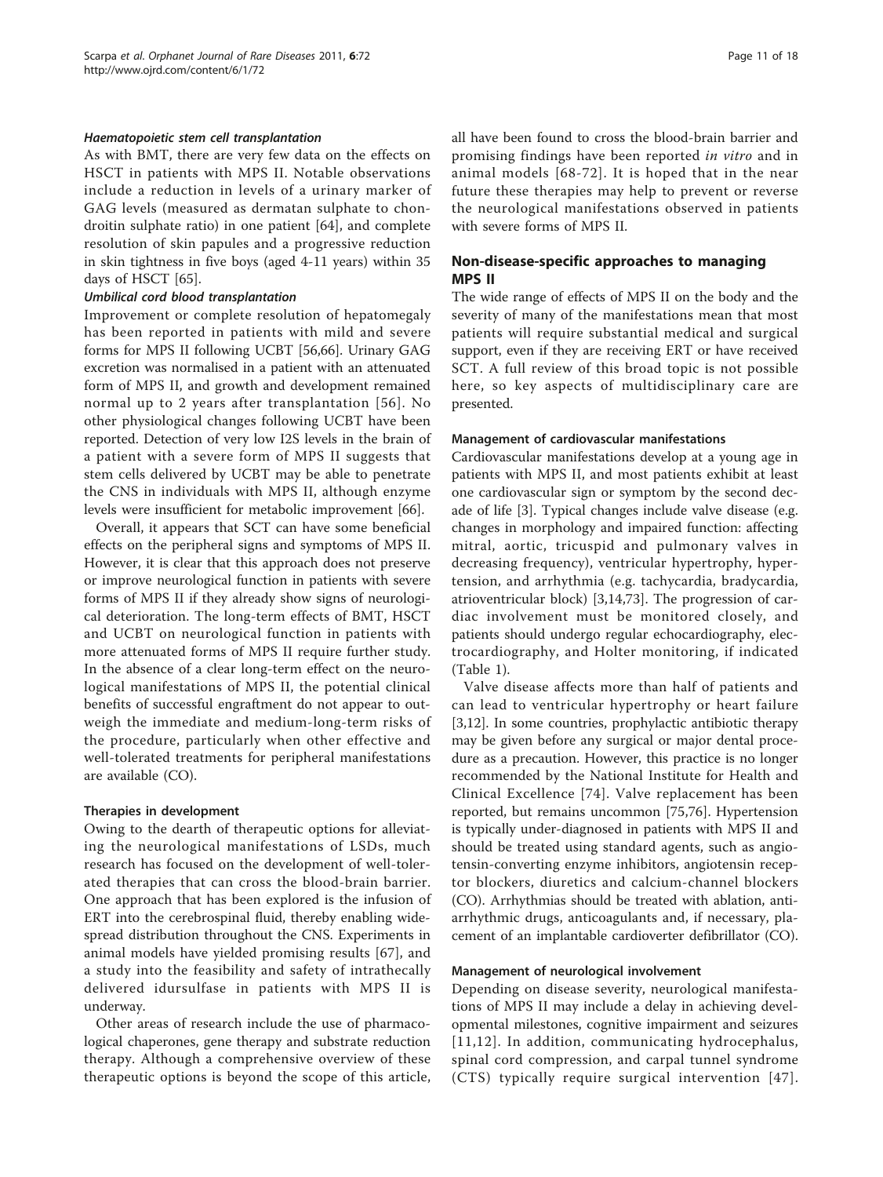#### *Haematopoietic stem cell transplantation*

As with BMT, there are very few data on the effects on HSCT in patients with MPS II. Notable observations include a reduction in levels of a urinary marker of GAG levels (measured as dermatan sulphate to chondroitin sulphate ratio) in one patient [64], and complete resolution of skin papules and a progressive reduction in skin tightness in five boys (aged 4-11 years) within 35 days of HSCT [65].

#### *Umbilical cord blood transplantation*

Improvement or complete resolution of hepatomegaly has been reported in patients with mild and severe forms for MPS II following UCBT [56,66]. Urinary GAG excretion was normalised in a patient with an attenuated form of MPS II, and growth and development remained normal up to 2 years after transplantation [56]. No other physiological changes following UCBT have been reported. Detection of very low I2S levels in the brain of a patient with a severe form of MPS II suggests that stem cells delivered by UCBT may be able to penetrate the CNS in individuals with MPS II, although enzyme levels were insufficient for metabolic improvement [66].

Overall, it appears that SCT can have some beneficial effects on the peripheral signs and symptoms of MPS II. However, it is clear that this approach does not preserve or improve neurological function in patients with severe forms of MPS II if they already show signs of neurological deterioration. The long-term effects of BMT, HSCT and UCBT on neurological function in patients with more attenuated forms of MPS II require further study. In the absence of a clear long-term effect on the neurological manifestations of MPS II, the potential clinical benefits of successful engraftment do not appear to outweigh the immediate and medium-long-term risks of the procedure, particularly when other effective and well-tolerated treatments for peripheral manifestations are available (CO).

### Therapies in development

Owing to the dearth of therapeutic options for alleviating the neurological manifestations of LSDs, much research has focused on the development of well-tolerated therapies that can cross the blood-brain barrier. One approach that has been explored is the infusion of ERT into the cerebrospinal fluid, thereby enabling widespread distribution throughout the CNS. Experiments in animal models have yielded promising results [67], and a study into the feasibility and safety of intrathecally delivered idursulfase in patients with MPS II is underway.

Other areas of research include the use of pharmacological chaperones, gene therapy and substrate reduction therapy. Although a comprehensive overview of these therapeutic options is beyond the scope of this article, all have been found to cross the blood-brain barrier and promising findings have been reported *in vitro* and in animal models [68-72]. It is hoped that in the near future these therapies may help to prevent or reverse the neurological manifestations observed in patients with severe forms of MPS II.

## Non-disease-specific approaches to managing MPS II

The wide range of effects of MPS II on the body and the severity of many of the manifestations mean that most patients will require substantial medical and surgical support, even if they are receiving ERT or have received SCT. A full review of this broad topic is not possible here, so key aspects of multidisciplinary care are presented.

### Management of cardiovascular manifestations

Cardiovascular manifestations develop at a young age in patients with MPS II, and most patients exhibit at least one cardiovascular sign or symptom by the second decade of life [3]. Typical changes include valve disease (e.g. changes in morphology and impaired function: affecting mitral, aortic, tricuspid and pulmonary valves in decreasing frequency), ventricular hypertrophy, hypertension, and arrhythmia (e.g. tachycardia, bradycardia, atrioventricular block) [3,14,73]. The progression of cardiac involvement must be monitored closely, and patients should undergo regular echocardiography, electrocardiography, and Holter monitoring, if indicated (Table 1).

Valve disease affects more than half of patients and can lead to ventricular hypertrophy or heart failure [3,12]. In some countries, prophylactic antibiotic therapy may be given before any surgical or major dental procedure as a precaution. However, this practice is no longer recommended by the National Institute for Health and Clinical Excellence [74]. Valve replacement has been reported, but remains uncommon [75,76]. Hypertension is typically under-diagnosed in patients with MPS II and should be treated using standard agents, such as angiotensin-converting enzyme inhibitors, angiotensin receptor blockers, diuretics and calcium-channel blockers (CO). Arrhythmias should be treated with ablation, anti-arrhythmic drugs, anticoagulants and, if necessary, placement of an implantable cardioverter defibrillator (CO).

### Management of neurological involvement

Depending on disease severity, neurological manifestations of MPS II may include a delay in achieving developmental milestones, cognitive impairment and seizures [11,12]. In addition, communicating hydrocephalus, spinal cord compression, and carpal tunnel syndrome (CTS) typically require surgical intervention [47].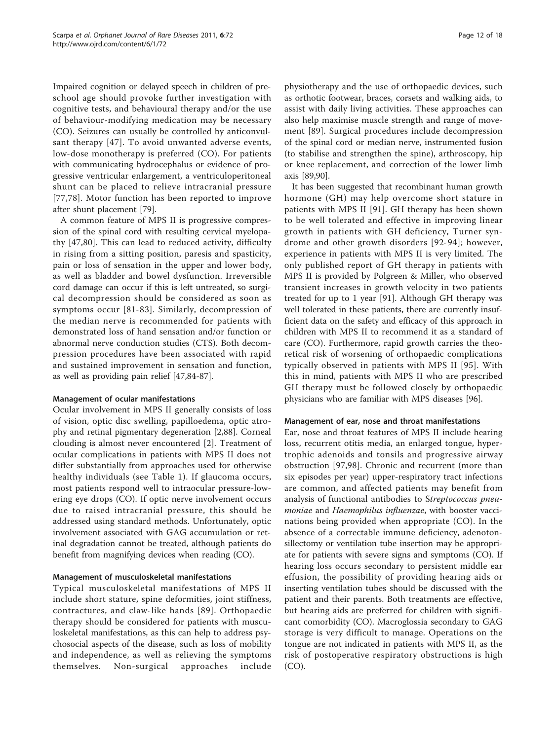Impaired cognition or delayed speech in children of preschool age should provoke further investigation with cognitive tests, and behavioural therapy and/or the use of behaviour-modifying medication may be necessary (CO). Seizures can usually be controlled by anticonvulsant therapy [47]. To avoid unwanted adverse events, low-dose monotherapy is preferred (CO). For patients with communicating hydrocephalus or evidence of progressive ventricular enlargement, a ventriculoperitoneal shunt can be placed to relieve intracranial pressure [77,78]. Motor function has been reported to improve after shunt placement [79].

A common feature of MPS II is progressive compression of the spinal cord with resulting cervical myelopathy [47,80]. This can lead to reduced activity, difficulty in rising from a sitting position, paresis and spasticity, pain or loss of sensation in the upper and lower body, as well as bladder and bowel dysfunction. Irreversible cord damage can occur if this is left untreated, so surgical decompression should be considered as soon as symptoms occur [81-83]. Similarly, decompression of the median nerve is recommended for patients with demonstrated loss of hand sensation and/or function or abnormal nerve conduction studies (CTS). Both decompression procedures have been associated with rapid and sustained improvement in sensation and function, as well as providing pain relief [47,84-87].

#### Management of ocular manifestations

Ocular involvement in MPS II generally consists of loss of vision, optic disc swelling, papilloedema, optic atrophy and retinal pigmentary degeneration [2,88]. Corneal clouding is almost never encountered [2]. Treatment of ocular complications in patients with MPS II does not differ substantially from approaches used for otherwise healthy individuals (see Table 1). If glaucoma occurs, most patients respond well to intraocular pressure-lowering eye drops (CO). If optic nerve involvement occurs due to raised intracranial pressure, this should be addressed using standard methods. Unfortunately, optic involvement associated with GAG accumulation or retinal degradation cannot be treated, although patients do benefit from magnifying devices when reading (CO).

#### Management of musculoskeletal manifestations

Typical musculoskeletal manifestations of MPS II include short stature, spine deformities, joint stiffness, contractures, and claw-like hands [89]. Orthopaedic therapy should be considered for patients with musculoskeletal manifestations, as this can help to address psychosocial aspects of the disease, such as loss of mobility and independence, as well as relieving the symptoms themselves. Non-surgical approaches include physiotherapy and the use of orthopaedic devices, such as orthotic footwear, braces, corsets and walking aids, to assist with daily living activities. These approaches can also help maximise muscle strength and range of movement [89]. Surgical procedures include decompression of the spinal cord or median nerve, instrumented fusion (to stabilise and strengthen the spine), arthroscopy, hip or knee replacement, and correction of the lower limb axis [89,90].

It has been suggested that recombinant human growth hormone (GH) may help overcome short stature in patients with MPS II [91]. GH therapy has been shown to be well tolerated and effective in improving linear growth in patients with GH deficiency, Turner syndrome and other growth disorders [92-94]; however, experience in patients with MPS II is very limited. The only published report of GH therapy in patients with MPS II is provided by Polgreen & Miller, who observed transient increases in growth velocity in two patients treated for up to 1 year [91]. Although GH therapy was well tolerated in these patients, there are currently insufficient data on the safety and efficacy of this approach in children with MPS II to recommend it as a standard of care (CO). Furthermore, rapid growth carries the theoretical risk of worsening of orthopaedic complications typically observed in patients with MPS II [95]. With this in mind, patients with MPS II who are prescribed GH therapy must be followed closely by orthopaedic physicians who are familiar with MPS diseases [96].

#### Management of ear, nose and throat manifestations

Ear, nose and throat features of MPS II include hearing loss, recurrent otitis media, an enlarged tongue, hypertrophic adenoids and tonsils and progressive airway obstruction [97,98]. Chronic and recurrent (more than six episodes per year) upper-respiratory tract infections are common, and affected patients may benefit from analysis of functional antibodies to *Streptococcus pneumoniae* and *Haemophilus influenzae*, with booster vaccinations being provided when appropriate (CO). In the absence of a correctable immune deficiency, adenotonsillectomy or ventilation tube insertion may be appropriate for patients with severe signs and symptoms (CO). If hearing loss occurs secondary to persistent middle ear effusion, the possibility of providing hearing aids or inserting ventilation tubes should be discussed with the patient and their parents. Both treatments are effective, but hearing aids are preferred for children with significant comorbidity (CO). Macroglossia secondary to GAG storage is very difficult to manage. Operations on the tongue are not indicated in patients with MPS II, as the risk of postoperative respiratory obstructions is high (CO).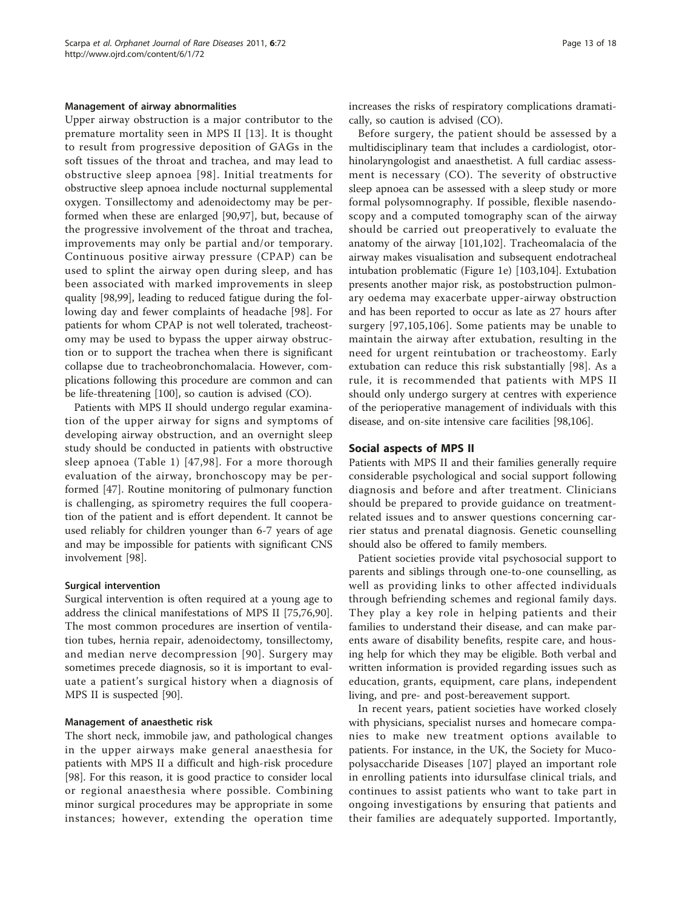#### Management of airway abnormalities

Upper airway obstruction is a major contributor to the premature mortality seen in MPS II [13]. It is thought to result from progressive deposition of GAGs in the soft tissues of the throat and trachea, and may lead to obstructive sleep apnoea [98]. Initial treatments for obstructive sleep apnoea include nocturnal supplemental oxygen. Tonsillectomy and adenoidectomy may be performed when these are enlarged [90,97], but, because of the progressive involvement of the throat and trachea, improvements may only be partial and/or temporary. Continuous positive airway pressure (CPAP) can be used to splint the airway open during sleep, and has been associated with marked improvements in sleep quality [98,99], leading to reduced fatigue during the following day and fewer complaints of headache [98]. For patients for whom CPAP is not well tolerated, tracheostomy may be used to bypass the upper airway obstruction or to support the trachea when there is significant collapse due to tracheobronchomalacia. However, complications following this procedure are common and can be life-threatening [100], so caution is advised (CO).

Patients with MPS II should undergo regular examination of the upper airway for signs and symptoms of developing airway obstruction, and an overnight sleep study should be conducted in patients with obstructive sleep apnoea (Table 1) [47,98]. For a more thorough evaluation of the airway, bronchoscopy may be performed [47]. Routine monitoring of pulmonary function is challenging, as spirometry requires the full cooperation of the patient and is effort dependent. It cannot be used reliably for children younger than 6-7 years of age and may be impossible for patients with significant CNS involvement [98].

#### Surgical intervention

Surgical intervention is often required at a young age to address the clinical manifestations of MPS II [75,76,90]. The most common procedures are insertion of ventilation tubes, hernia repair, adenoidectomy, tonsillectomy, and median nerve decompression [90]. Surgery may sometimes precede diagnosis, so it is important to evaluate a patient's surgical history when a diagnosis of MPS II is suspected [90].

#### Management of anaesthetic risk

The short neck, immobile jaw, and pathological changes in the upper airways make general anaesthesia for patients with MPS II a difficult and high-risk procedure [98]. For this reason, it is good practice to consider local or regional anaesthesia where possible. Combining minor surgical procedures may be appropriate in some instances; however, extending the operation time increases the risks of respiratory complications dramatically, so caution is advised (CO).

Before surgery, the patient should be assessed by a multidisciplinary team that includes a cardiologist, otorhinolaryngologist and anaesthetist. A full cardiac assessment is necessary (CO). The severity of obstructive sleep apnoea can be assessed with a sleep study or more formal polysomnography. If possible, flexible nasendoscopy and a computed tomography scan of the airway should be carried out preoperatively to evaluate the anatomy of the airway [101,102]. Tracheomalacia of the airway makes visualisation and subsequent endotracheal intubation problematic (Figure 1e) [103,104]. Extubation presents another major risk, as postobstruction pulmonary oedema may exacerbate upper-airway obstruction and has been reported to occur as late as 27 hours after surgery [97,105,106]. Some patients may be unable to maintain the airway after extubation, resulting in the need for urgent reintubation or tracheostomy. Early extubation can reduce this risk substantially [98]. As a rule, it is recommended that patients with MPS II should only undergo surgery at centres with experience of the perioperative management of individuals with this disease, and on-site intensive care facilities [98,106].

### Social aspects of MPS II

Patients with MPS II and their families generally require considerable psychological and social support following diagnosis and before and after treatment. Clinicians should be prepared to provide guidance on treatment-related issues and to answer questions concerning carrier status and prenatal diagnosis. Genetic counselling should also be offered to family members.

Patient societies provide vital psychosocial support to parents and siblings through one-to-one counselling, as well as providing links to other affected individuals through befriending schemes and regional family days. They play a key role in helping patients and their families to understand their disease, and can make parents aware of disability benefits, respite care, and housing help for which they may be eligible. Both verbal and written information is provided regarding issues such as education, grants, equipment, care plans, independent living, and pre- and post-bereavement support.

In recent years, patient societies have worked closely with physicians, specialist nurses and homecare companies to make new treatment options available to patients. For instance, in the UK, the Society for Mucopolysaccharide Diseases [107] played an important role in enrolling patients into idursulfase clinical trials, and continues to assist patients who want to take part in ongoing investigations by ensuring that patients and their families are adequately supported. Importantly,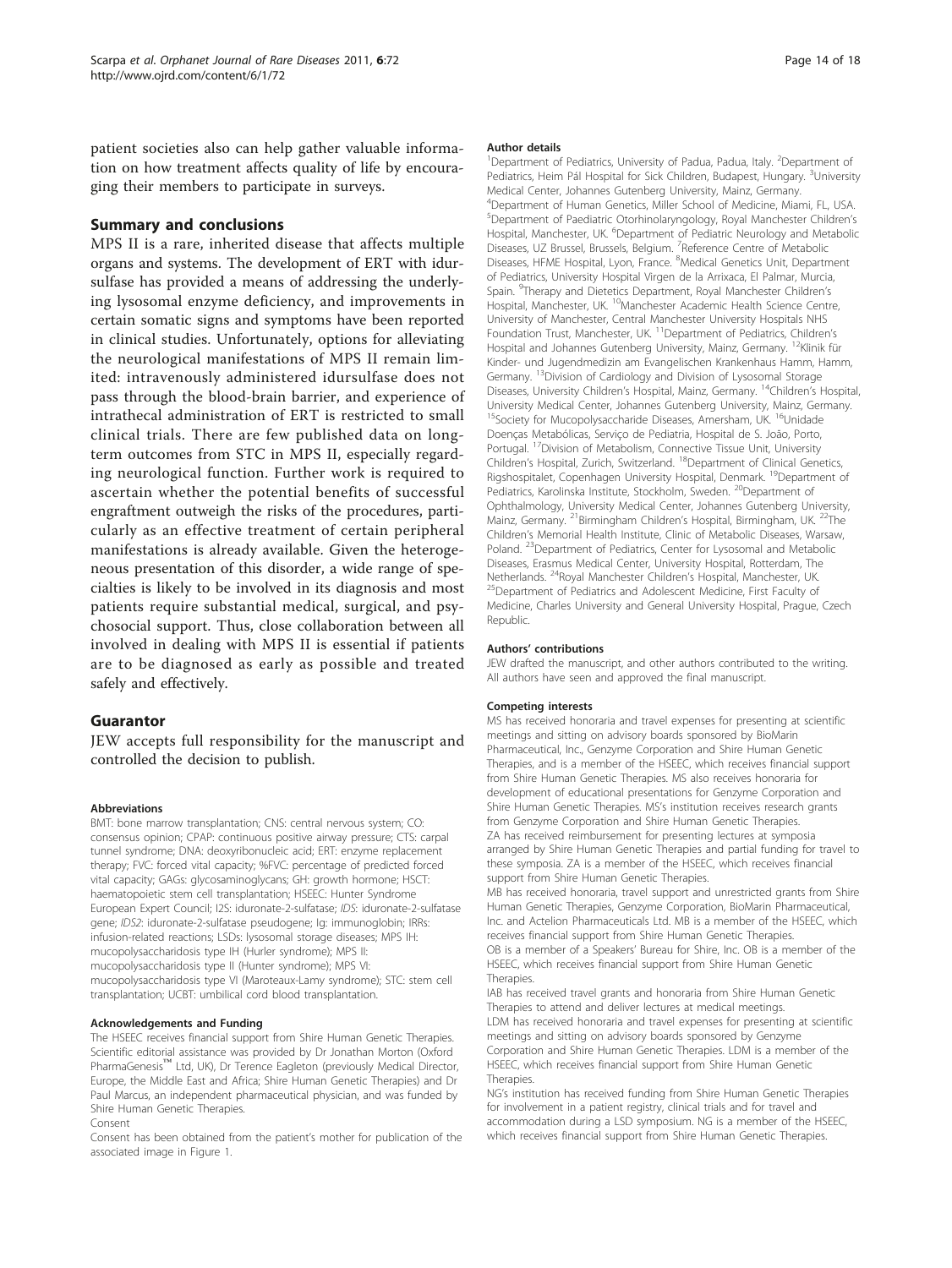patient societies also can help gather valuable information on how treatment affects quality of life by encouraging their members to participate in surveys.

## Summary and conclusions

MPS II is a rare, inherited disease that affects multiple organs and systems. The development of ERT with idursulfase has provided a means of addressing the underlying lysosomal enzyme deficiency, and improvements in certain somatic signs and symptoms have been reported in clinical studies. Unfortunately, options for alleviating the neurological manifestations of MPS II remain limited: intravenously administered idursulfase does not pass through the blood-brain barrier, and experience of intrathecal administration of ERT is restricted to small clinical trials. There are few published data on long-term outcomes from STC in MPS II, especially regarding neurological function. Further work is required to ascertain whether the potential benefits of successful engraftment outweigh the risks of the procedures, particularly as an effective treatment of certain peripheral manifestations is already available. Given the heterogeneous presentation of this disorder, a wide range of specialties is likely to be involved in its diagnosis and most patients require substantial medical, surgical, and psychosocial support. Thus, close collaboration between all involved in dealing with MPS II is essential if patients are to be diagnosed as early as possible and treated safely and effectively.

## Guarantor

JEW accepts full responsibility for the manuscript and controlled the decision to publish.

#### Abbreviations

BMT: bone marrow transplantation; CNS: central nervous system; CO: consensus opinion; CPAP: continuous positive airway pressure; CTS: carpal tunnel syndrome; DNA: deoxyribonucleic acid; ERT: enzyme replacement therapy; FVC: forced vital capacity; %FVC: percentage of predicted forced vital capacity; GAGs: glycosaminoglycans; GH: growth hormone; HSCT: haematopoietic stem cell transplantation; HSEEC: Hunter Syndrome European Expert Council; I2S: iduronate-2-sulfatase; *IDS*: iduronate-2-sulfatase gene; *IDS2*: iduronate-2-sulfatase pseudogene; Ig: immunoglobin; IRRs: infusion-related reactions; LSDs: lysosomal storage diseases; MPS IH: mucopolysaccharidosis type IH (Hurler syndrome); MPS II: mucopolysaccharidosis type II (Hunter syndrome); MPS VI: mucopolysaccharidosis type VI (Maroteaux-Lamy syndrome); STC: stem cell transplantation; UCBT: umbilical cord blood transplantation.

#### Acknowledgements and Funding

The HSEEC receives financial support from Shire Human Genetic Therapies. Scientific editorial assistance was provided by Dr Jonathan Morton (Oxford PharmaGenesis™ Ltd, UK), Dr Terence Eagleton (previously Medical Director, Europe, the Middle East and Africa; Shire Human Genetic Therapies) and Dr Paul Marcus, an independent pharmaceutical physician, and was funded by Shire Human Genetic Therapies.

Consent

Consent has been obtained from the patient's mother for publication of the associated image in Figure 1.

#### Author details

[1]Department of Pediatrics, University of Padua, Padua, Italy. [2]Department of Pediatrics, Heim Pál Hospital for Sick Children, Budapest, Hungary. [3]University Medical Center, Johannes Gutenberg University, Mainz, Germany. [4]Department of Human Genetics, Miller School of Medicine, Miami, FL, USA. [5]Department of Paediatric Otorhinolaryngology, Royal Manchester Children's Hospital, Manchester, UK. [6]Department of Pediatric Neurology and Metabolic Diseases, UZ Brussel, Brussels, Belgium. [7]Reference Centre of Metabolic Diseases, HFME Hospital, Lyon, France. [8]Medical Genetics Unit, Department of Pediatrics, University Hospital Virgen de la Arrixaca, El Palmar, Murcia, Spain. [9]Therapy and Dietetics Department, Royal Manchester Children's Hospital, Manchester, UK. [10]Manchester Academic Health Science Centre, University of Manchester, Central Manchester University Hospitals NHS Foundation Trust, Manchester, UK. [11]Department of Pediatrics, Children's Hospital and Johannes Gutenberg University, Mainz, Germany. [12]Klinik für Kinder- und Jugendmedizin am Evangelischen Krankenhaus Hamm, Hamm, Germany. [13]Division of Cardiology and Division of Lysosomal Storage Diseases, University Children's Hospital, Mainz, Germany. [14]Children's Hospital, University Medical Center, Johannes Gutenberg University, Mainz, Germany. [15]Society for Mucopolysaccharide Diseases, Amersham, UK. [16]Unidade Doenças Metabólicas, Serviço de Pediatria, Hospital de S. João, Porto, Portugal. [17]Division of Metabolism, Connective Tissue Unit, University Children's Hospital, Zurich, Switzerland. [18]Department of Clinical Genetics, Rigshospitalet, Copenhagen University Hospital, Denmark. [19]Department of Pediatrics, Karolinska Institute, Stockholm, Sweden. [20]Department of Ophthalmology, University Medical Center, Johannes Gutenberg University, Mainz, Germany. [21]Birmingham Children's Hospital, Birmingham, UK. [22]The Children's Memorial Health Institute, Clinic of Metabolic Diseases, Warsaw, Poland. [23]Department of Pediatrics, Center for Lysosomal and Metabolic Diseases, Erasmus Medical Center, University Hospital, Rotterdam, The Netherlands. [24]Royal Manchester Children's Hospital, Manchester, UK. [25]Department of Pediatrics and Adolescent Medicine, First Faculty of Medicine, Charles University and General University Hospital, Prague, Czech Republic.

#### Authors' contributions

JEW drafted the manuscript, and other authors contributed to the writing. All authors have seen and approved the final manuscript.

#### Competing interests

MS has received honoraria and travel expenses for presenting at scientific meetings and sitting on advisory boards sponsored by BioMarin Pharmaceutical, Inc., Genzyme Corporation and Shire Human Genetic Therapies, and is a member of the HSEEC, which receives financial support from Shire Human Genetic Therapies. MS also receives honoraria for development of educational presentations for Genzyme Corporation and Shire Human Genetic Therapies. MS's institution receives research grants from Genzyme Corporation and Shire Human Genetic Therapies.
ZA has received reimbursement for presenting lectures at symposia arranged by Shire Human Genetic Therapies and partial funding for travel to these symposia. ZA is a member of the HSEEC, which receives financial support from Shire Human Genetic Therapies.
MB has received honoraria, travel support and unrestricted grants from Shire Human Genetic Therapies, Genzyme Corporation, BioMarin Pharmaceutical, Inc. and Actelion Pharmaceuticals Ltd. MB is a member of the HSEEC, which receives financial support from Shire Human Genetic Therapies.
OB is a member of a Speakers' Bureau for Shire, Inc. OB is a member of the HSEEC, which receives financial support from Shire Human Genetic Therapies.
IAB has received travel grants and honoraria from Shire Human Genetic Therapies to attend and deliver lectures at medical meetings.
LDM has received honoraria and travel expenses for presenting at scientific meetings and sitting on advisory boards sponsored by Genzyme Corporation and Shire Human Genetic Therapies. LDM is a member of the HSEEC, which receives financial support from Shire Human Genetic Therapies.
NG's institution has received funding from Shire Human Genetic Therapies for involvement in a patient registry, clinical trials and for travel and accommodation during a LSD symposium. NG is a member of the HSEEC, which receives financial support from Shire Human Genetic Therapies.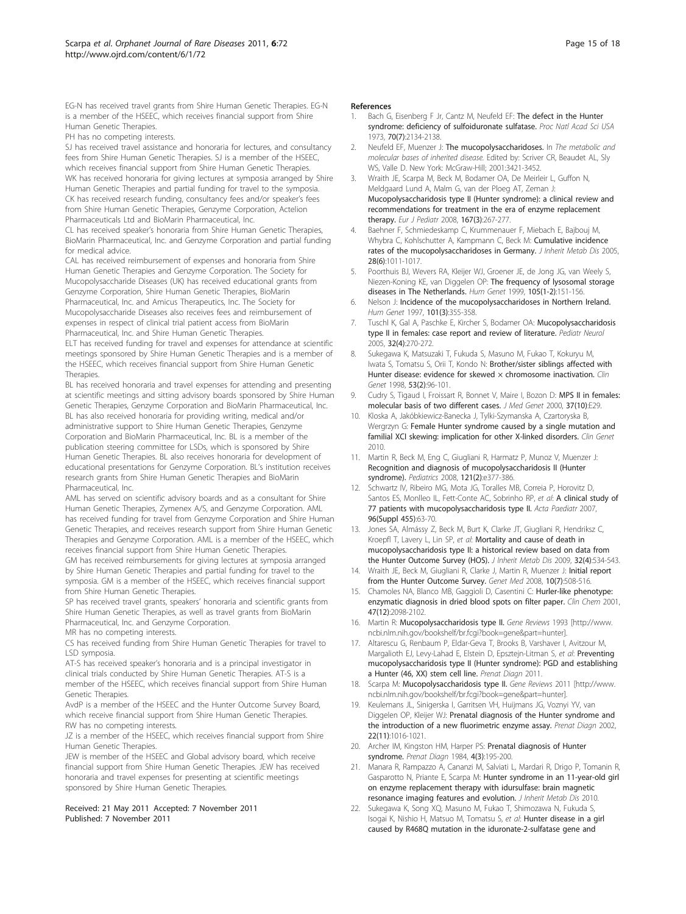EG-N has received travel grants from Shire Human Genetic Therapies. EG-N is a member of the HSEEC, which receives financial support from Shire Human Genetic Therapies.

PH has no competing interests.

SJ has received travel assistance and honoraria for lectures, and consultancy fees from Shire Human Genetic Therapies. SJ is a member of the HSEEC, which receives financial support from Shire Human Genetic Therapies.

WK has received honoraria for giving lectures at symposia arranged by Shire Human Genetic Therapies and partial funding for travel to the symposia.

CK has received research funding, consultancy fees and/or speaker's fees from Shire Human Genetic Therapies, Genzyme Corporation, Actelion Pharmaceuticals Ltd and BioMarin Pharmaceutical, Inc.

CL has received speaker's honoraria from Shire Human Genetic Therapies, BioMarin Pharmaceutical, Inc. and Genzyme Corporation and partial funding for medical advice.

CAL has received reimbursement of expenses and honoraria from Shire Human Genetic Therapies and Genzyme Corporation. The Society for Mucopolysaccharide Diseases (UK) has received educational grants from Genzyme Corporation, Shire Human Genetic Therapies, BioMarin Pharmaceutical, Inc. and Amicus Therapeutics, Inc. The Society for Mucopolysaccharide Diseases also receives fees and reimbursement of expenses in respect of clinical trial patient access from BioMarin Pharmaceutical, Inc. and Shire Human Genetic Therapies.

ELT has received funding for travel and expenses for attendance at scientific meetings sponsored by Shire Human Genetic Therapies and is a member of the HSEEC, which receives financial support from Shire Human Genetic Therapies.

BL has received honoraria and travel expenses for attending and presenting at scientific meetings and sitting advisory boards sponsored by Shire Human Genetic Therapies, Genzyme Corporation and BioMarin Pharmaceutical, Inc. BL has also received honoraria for providing writing, medical and/or administrative support to Shire Human Genetic Therapies, Genzyme Corporation and BioMarin Pharmaceutical, Inc. BL is a member of the publication steering committee for LSDs, which is sponsored by Shire Human Genetic Therapies. BL also receives honoraria for development of educational presentations for Genzyme Corporation. BL's institution receives research grants from Shire Human Genetic Therapies and BioMarin Pharmaceutical, Inc.

AML has served on scientific advisory boards and as a consultant for Shire Human Genetic Therapies, Zymenex A/S, and Genzyme Corporation. AML has received funding for travel from Genzyme Corporation and Shire Human Genetic Therapies, and receives research support from Shire Human Genetic Therapies and Genzyme Corporation. AML is a member of the HSEEC, which receives financial support from Shire Human Genetic Therapies.

GM has received reimbursements for giving lectures at symposia arranged by Shire Human Genetic Therapies and partial funding for travel to the symposia. GM is a member of the HSEEC, which receives financial support from Shire Human Genetic Therapies.

SP has received travel grants, speakers' honoraria and scientific grants from Shire Human Genetic Therapies, as well as travel grants from BioMarin Pharmaceutical, Inc. and Genzyme Corporation.

MR has no competing interests.

CS has received funding from Shire Human Genetic Therapies for travel to LSD symposia.

AT-S has received speaker's honoraria and is a principal investigator in clinical trials conducted by Shire Human Genetic Therapies. AT-S is a member of the HSEEC, which receives financial support from Shire Human Genetic Therapies.

AvdP is a member of the HSEEC and the Hunter Outcome Survey Board, which receive financial support from Shire Human Genetic Therapies.

RW has no competing interests.

JZ is a member of the HSEEC, which receives financial support from Shire Human Genetic Therapies.

JEW is member of the HSEEC and Global advisory board, which receive financial support from Shire Human Genetic Therapies. JEW has received honoraria and travel expenses for presenting at scientific meetings sponsored by Shire Human Genetic Therapies.

Received: 21 May 2011 Accepted: 7 November 2011
Published: 7 November 2011

## References

1. Bach G, Eisenberg F Jr, Cantz M, Neufeld EF: **The defect in the Hunter syndrome: deficiency of sulfoiduronate sulfatase.** *Proc Natl Acad Sci USA* 1973, **70(7)**:2134-2138.
2. Neufeld EF, Muenzer J: **The mucopolysaccharidoses.** In *The metabolic and molecular bases of inherited disease.* Edited by: Scriver CR, Beaudet AL, Sly WS, Valle D. New York: McGraw-Hill; 2001:3421-3452.
3. Wraith JE, Scarpa M, Beck M, Bodamer OA, De Meirleir L, Guffon N, Meldgaard Lund A, Malm G, van der Ploeg AT, Zeman J: **Mucopolysaccharidosis type II (Hunter syndrome): a clinical review and recommendations for treatment in the era of enzyme replacement therapy.** *Eur J Pediatr* 2008, **167(3)**:267-277.
4. Baehner F, Schmiedeskamp C, Krummenauer F, Miebach E, Bajbouj M, Whybra C, Kohlschutter A, Kampmann C, Beck M: **Cumulative incidence rates of the mucopolysaccharidoses in Germany.** *J Inherit Metab Dis* 2005, **28(6)**:1011-1017.
5. Poorthuis BJ, Wevers RA, Kleijer WJ, Groener JE, de Jong JG, van Weely S, Niezen-Koning KE, van Diggelen OP: **The frequency of lysosomal storage diseases in The Netherlands.** *Hum Genet* 1999, **105(1-2)**:151-156.
6. Nelson J: **Incidence of the mucopolysaccharidoses in Northern Ireland.** *Hum Genet* 1997, **101(3)**:355-358.
7. Tuschl K, Gal A, Paschke E, Kircher S, Bodamer OA: **Mucopolysaccharidosis type II in females: case report and review of literature.** *Pediatr Neurol* 2005, **32(4)**:270-272.
8. Sukegawa K, Matsuzaki T, Fukuda S, Masuno M, Fukao T, Kokuryu M, Iwata S, Tomatsu S, Orii T, Kondo N: **Brother/sister siblings affected with Hunter disease: evidence for skewed × chromosome inactivation.** *Clin Genet* 1998, **53(2)**:96-101.
9. Cudry S, Tigaud I, Froissart R, Bonnet V, Maire I, Bozon D: **MPS II in females: molecular basis of two different cases.** *J Med Genet* 2000, **37(10)**:E29.
10. Kloska A, Jakóbkiewicz-Banecka J, Tylki-Szymanska A, Czartoryska B, Wergrzyn G: **Female Hunter syndrome caused by a single mutation and familial XCI skewing: implication for other X-linked disorders.** *Clin Genet* 2010.
11. Martin R, Beck M, Eng C, Giugliani R, Harmatz P, Munoz V, Muenzer J: **Recognition and diagnosis of mucopolysaccharidosis II (Hunter syndrome).** *Pediatrics* 2008, **121(2)**:e377-386.
12. Schwartz IV, Ribeiro MG, Mota JG, Toralles MB, Correia P, Horovitz D, Santos ES, Monlleo IL, Fett-Conte AC, Sobrinho RP, *et al*: **A clinical study of 77 patients with mucopolysaccharidosis type II.** *Acta Paediatr* 2007, **96(Suppl 455)**:63-70.
13. Jones SA, Almássy Z, Beck M, Burt K, Clarke JT, Giugliani R, Hendriksz C, Kroepfl T, Lavery L, Lin SP, *et al*: **Mortality and cause of death in mucopolysaccharidosis type II: a historical review based on data from the Hunter Outcome Survey (HOS).** *J Inherit Metab Dis* 2009, **32(4)**:534-543.
14. Wraith JE, Beck M, Giugliani R, Clarke J, Martin R, Muenzer J: **Initial report from the Hunter Outcome Survey.** *Genet Med* 2008, **10(7)**:508-516.
15. Chamoles NA, Blanco MB, Gaggioli D, Casentini C: **Hurler-like phenotype: enzymatic diagnosis in dried blood spots on filter paper.** *Clin Chem* 2001, **47(12)**:2098-2102.
16. Martin R: **Mucopolysaccharidosis type II.** *Gene Reviews* 1993 [http://www.ncbi.nlm.nih.gov/bookshelf/br.fcgi?book=gene&part=hunter].
17. Altarescu G, Renbaum P, Eldar-Geva T, Brooks B, Varshaver I, Avitzour M, Margalioth EJ, Levy-Lahad E, Elstein D, Epsztejn-Litman S, *et al*: **Preventing mucopolysaccharidosis type II (Hunter syndrome): PGD and establishing a Hunter (46, XX) stem cell line.** *Prenat Diagn* 2011.
18. Scarpa M: **Mucopolysaccharidosis type II.** *Gene Reviews* 2011 [http://www.ncbi.nlm.nih.gov/bookshelf/br.fcgi?book=gene&part=hunter].
19. Keulemans JL, Sinigerska I, Garritsen VH, Huijmans JG, Voznyi YV, van Diggelen OP, Kleijer WJ: **Prenatal diagnosis of the Hunter syndrome and the introduction of a new fluorimetric enzyme assay.** *Prenat Diagn* 2002, **22(11)**:1016-1021.
20. Archer IM, Kingston HM, Harper PS: **Prenatal diagnosis of Hunter syndrome.** *Prenat Diagn* 1984, **4(3)**:195-200.
21. Manara R, Rampazzo A, Cananzi M, Salviati L, Mardari R, Drigo P, Tomanin R, Gasparotto N, Priante E, Scarpa M: **Hunter syndrome in an 11-year-old girl on enzyme replacement therapy with idursulfase: brain magnetic resonance imaging features and evolution.** *J Inherit Metab Dis* 2010.
22. Sukegawa K, Song XQ, Masuno M, Fukao T, Shimozawa N, Fukuda S, Isogai K, Nishio H, Matsuo M, Tomatsu S, *et al*: **Hunter disease in a girl caused by R468Q mutation in the iduronate-2-sulfatase gene and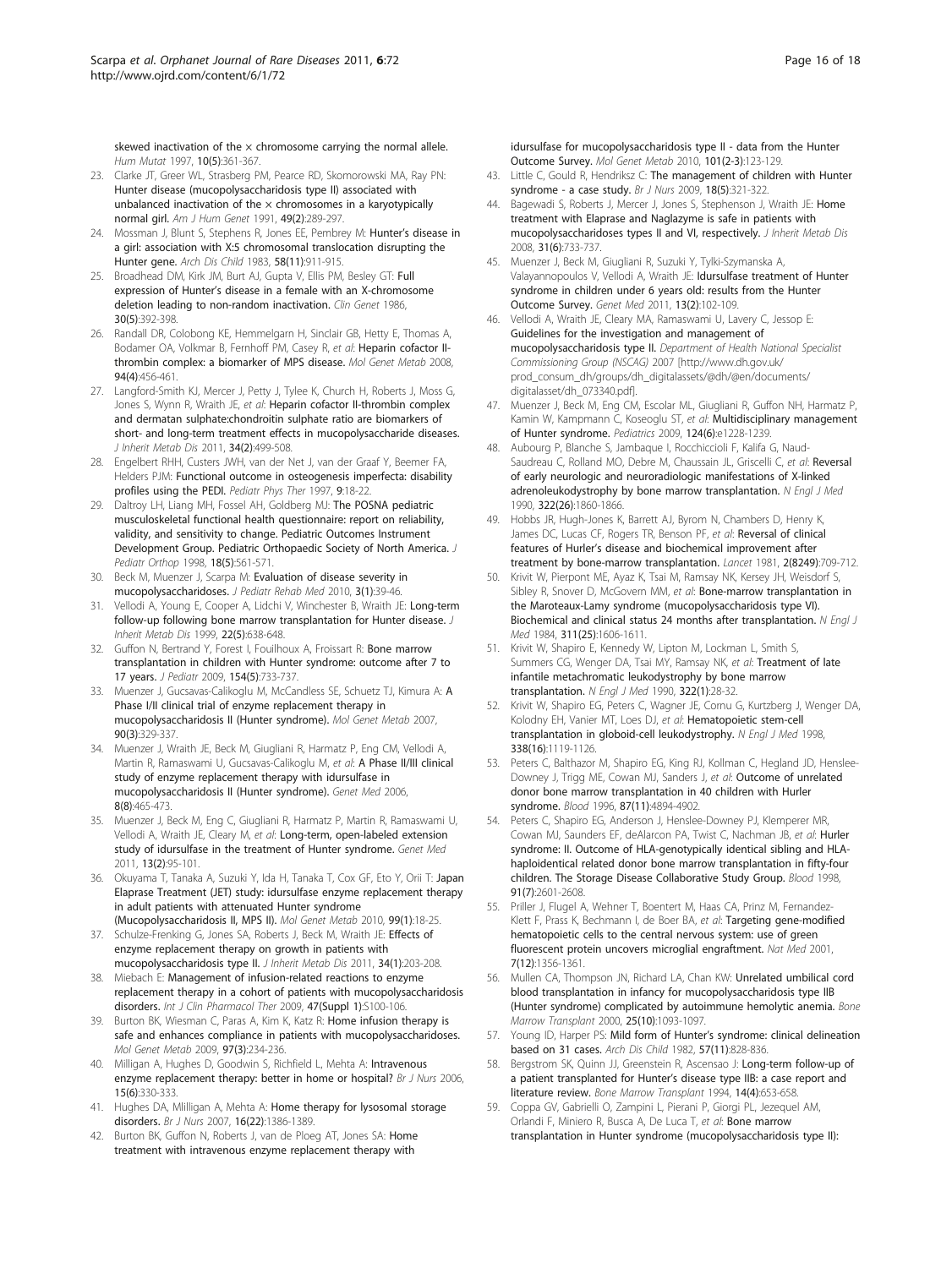skewed inactivation of the x chromosome carrying the normal allele. *Hum Mutat* 1997, 10(5):361-367.

23. Clarke JT, Greer WL, Strasberg PM, Pearce RD, Skomorowski MA, Ray PN: Hunter disease (mucopolysaccharidosis type II) associated with unbalanced inactivation of the x chromosomes in a karyotypically normal girl. *Am J Hum Genet* 1991, 49(2):289-297.
24. Mossman J, Blunt S, Stephens R, Jones EE, Pembrey M: Hunter's disease in a girl: association with X:5 chromosomal translocation disrupting the Hunter gene. *Arch Dis Child* 1983, 58(11):911-915.
25. Broadhead DM, Kirk JM, Burt AJ, Gupta V, Ellis PM, Besley GT: Full expression of Hunter's disease in a female with an X-chromosome deletion leading to non-random inactivation. *Clin Genet* 1986, 30(5):392-398.
26. Randall DR, Colobong KE, Hemmelgarn H, Sinclair GB, Hetty E, Thomas A, Bodamer OA, Volkmar B, Fernhoff PM, Casey R, *et al*: Heparin cofactor II-thrombin complex: a biomarker of MPS disease. *Mol Genet Metab* 2008, 94(4):456-461.
27. Langford-Smith KJ, Mercer J, Petty J, Tylee K, Church H, Roberts J, Moss G, Jones S, Wynn R, Wraith JE, *et al*: Heparin cofactor II-thrombin complex and dermatan sulphate:chondroitin sulphate ratio are biomarkers of short- and long-term treatment effects in mucopolysaccharide diseases. *J Inherit Metab Dis* 2011, 34(2):499-508.
28. Engelbert RHH, Custers JWH, van der Net J, van der Graaf Y, Beemer FA, Helders PJM: Functional outcome in osteogenesis imperfecta: disability profiles using the PEDI. *Pediatr Phys Ther* 1997, 9:18-22.
29. Daltroy LH, Liang MH, Fossel AH, Goldberg MJ: The POSNA pediatric musculoskeletal functional health questionnaire: report on reliability, validity, and sensitivity to change. Pediatric Outcomes Instrument Development Group. Pediatric Orthopaedic Society of North America. *J Pediatr Orthop* 1998, 18(5):561-571.
30. Beck M, Muenzer J, Scarpa M: Evaluation of disease severity in mucopolysaccharidoses. *J Pediatr Rehab Med* 2010, 3(1):39-46.
31. Vellodi A, Young E, Cooper A, Lidchi V, Winchester B, Wraith JE: Long-term follow-up following bone marrow transplantation for Hunter disease. *J Inherit Metab Dis* 1999, 22(5):638-648.
32. Guffon N, Bertrand Y, Forest I, Fouilhoux A, Froissart R: Bone marrow transplantation in children with Hunter syndrome: outcome after 7 to 17 years. *J Pediatr* 2009, 154(5):733-737.
33. Muenzer J, Gucsavas-Calikoglu M, McCandless SE, Schuetz TJ, Kimura A: A Phase I/II clinical trial of enzyme replacement therapy in mucopolysaccharidosis II (Hunter syndrome). *Mol Genet Metab* 2007, 90(3):329-337.
34. Muenzer J, Wraith JE, Beck M, Giugliani R, Harmatz P, Eng CM, Vellodi A, Martin R, Ramaswami U, Gucsavas-Calikoglu M, *et al*: A Phase II/III clinical study of enzyme replacement therapy with idursulfase in mucopolysaccharidosis II (Hunter syndrome). *Genet Med* 2006, 8(8):465-473.
35. Muenzer J, Beck M, Eng C, Giugliani R, Harmatz P, Martin R, Ramaswami U, Vellodi A, Wraith JE, Cleary M, *et al*: Long-term, open-labeled extension study of idursulfase in the treatment of Hunter syndrome. *Genet Med* 2011, 13(2):95-101.
36. Okuyama T, Tanaka A, Suzuki Y, Ida H, Tanaka T, Cox GF, Eto Y, Orii T: Japan Elaprase Treatment (JET) study: idursulfase enzyme replacement therapy in adult patients with attenuated Hunter syndrome (Mucopolysaccharidosis II, MPS II). *Mol Genet Metab* 2010, 99(1):18-25.
37. Schulze-Frenking G, Jones SA, Roberts J, Beck M, Wraith JE: Effects of enzyme replacement therapy on growth in patients with mucopolysaccharidosis type II. *J Inherit Metab Dis* 2011, 34(1):203-208.
38. Miebach E: Management of infusion-related reactions to enzyme replacement therapy in a cohort of patients with mucopolysaccharidosis disorders. *Int J Clin Pharmacol Ther* 2009, 47(Suppl 1):S100-106.
39. Burton BK, Wiesman C, Paras A, Kim K, Katz R: Home infusion therapy is safe and enhances compliance in patients with mucopolysaccharidoses. *Mol Genet Metab* 2009, 97(3):234-236.
40. Milligan A, Hughes D, Goodwin S, Richfield L, Mehta A: Intravenous enzyme replacement therapy: better in home or hospital? *Br J Nurs* 2006, 15(6):330-333.
41. Hughes DA, Mlilligan A, Mehta A: Home therapy for lysosomal storage disorders. *Br J Nurs* 2007, 16(22):1386-1389.
42. Burton BK, Guffon N, Roberts J, van de Ploeg AT, Jones SA: Home treatment with intravenous enzyme replacement therapy with idursulfase for mucopolysaccharidosis type II - data from the Hunter Outcome Survey. *Mol Genet Metab* 2010, 101(2-3):123-129.
43. Little C, Gould R, Hendriksz C: The management of children with Hunter syndrome - a case study. *Br J Nurs* 2009, 18(5):321-322.
44. Bagewadi S, Roberts J, Mercer J, Jones S, Stephenson J, Wraith JE: Home treatment with Elaprase and Naglazyme is safe in patients with mucopolysaccharidoses types II and VI, respectively. *J Inherit Metab Dis* 2008, 31(6):733-737.
45. Muenzer J, Beck M, Giugliani R, Suzuki Y, Tylki-Szymanska A, Valayannopoulos V, Vellodi A, Wraith JE: Idursulfase treatment of Hunter syndrome in children under 6 years old: results from the Hunter Outcome Survey. *Genet Med* 2011, 13(2):102-109.
46. Vellodi A, Wraith JE, Cleary MA, Ramaswami U, Lavery C, Jessop E: Guidelines for the investigation and management of mucopolysaccharidosis type II. *Department of Health National Specialist Commissioning Group (NSCAG)* 2007 [http://www.dh.gov.uk/prod_consum_dh/groups/dh_digitalassets/@dh/@en/documents/digitalasset/dh_073340.pdf].
47. Muenzer J, Beck M, Eng CM, Escolar ML, Giugliani R, Guffon NH, Harmatz P, Kamin W, Kampmann C, Koseoglu ST, *et al*: Multidisciplinary management of Hunter syndrome. *Pediatrics* 2009, 124(6):e1228-1239.
48. Aubourg P, Blanche S, Jambaque I, Rocchiccioli F, Kalifa G, Naud-Saudreau C, Rolland MO, Debre M, Chaussain JL, Griscelli C, *et al*: Reversal of early neurologic and neuroradiologic manifestations of X-linked adrenoleukodystrophy by bone marrow transplantation. *N Engl J Med* 1990, 322(26):1860-1866.
49. Hobbs JR, Hugh-Jones K, Barrett AJ, Byrom N, Chambers D, Henry K, James DC, Lucas CF, Rogers TR, Benson PF, *et al*: Reversal of clinical features of Hurler's disease and biochemical improvement after treatment by bone-marrow transplantation. *Lancet* 1981, 2(8249):709-712.
50. Krivit W, Pierpont ME, Ayaz K, Tsai M, Ramsay NK, Kersey JH, Weisdorf S, Sibley R, Snover D, McGovern MM, *et al*: Bone-marrow transplantation in the Maroteaux-Lamy syndrome (mucopolysaccharidosis type VI). Biochemical and clinical status 24 months after transplantation. *N Engl J Med* 1984, 311(25):1606-1611.
51. Krivit W, Shapiro E, Kennedy W, Lipton M, Lockman L, Smith S, Summers CG, Wenger DA, Tsai MY, Ramsay NK, *et al*: Treatment of late infantile metachromatic leukodystrophy by bone marrow transplantation. *N Engl J Med* 1990, 322(1):28-32.
52. Krivit W, Shapiro EG, Peters C, Wagner JE, Cornu G, Kurtzberg J, Wenger DA, Kolodny EH, Vanier MT, Loes DJ, *et al*: Hematopoietic stem-cell transplantation in globoid-cell leukodystrophy. *N Engl J Med* 1998, 338(16):1119-1126.
53. Peters C, Balthazor M, Shapiro EG, King RJ, Kollman C, Hegland JD, Henslee-Downey J, Trigg ME, Cowan MJ, Sanders J, *et al*: Outcome of unrelated donor bone marrow transplantation in 40 children with Hurler syndrome. *Blood* 1996, 87(11):4894-4902.
54. Peters C, Shapiro EG, Anderson J, Henslee-Downey PJ, Klemperer MR, Cowan MJ, Saunders EF, deAlarcon PA, Twist C, Nachman JB, *et al*: Hurler syndrome: II. Outcome of HLA-genotypically identical sibling and HLA-haploidentical related donor bone marrow transplantation in fifty-four children. The Storage Disease Collaborative Study Group. *Blood* 1998, 91(7):2601-2608.
55. Priller J, Flugel A, Wehner T, Boentert M, Haas CA, Prinz M, Fernandez-Klett F, Prass K, Bechmann I, de Boer BA, *et al*: Targeting gene-modified hematopoietic cells to the central nervous system: use of green fluorescent protein uncovers microglial engraftment. *Nat Med* 2001, 7(12):1356-1361.
56. Mullen CA, Thompson JN, Richard LA, Chan KW: Unrelated umbilical cord blood transplantation in infancy for mucopolysaccharidosis type IIB (Hunter syndrome) complicated by autoimmune hemolytic anemia. *Bone Marrow Transplant* 2000, 25(10):1093-1097.
57. Young ID, Harper PS: Mild form of Hunter's syndrome: clinical delineation based on 31 cases. *Arch Dis Child* 1982, 57(11):828-836.
58. Bergstrom SK, Quinn JJ, Greenstein R, Ascensao J: Long-term follow-up of a patient transplanted for Hunter's disease type IIB: a case report and literature review. *Bone Marrow Transplant* 1994, 14(4):653-658.
59. Coppa GV, Gabrielli O, Zampini L, Pierani P, Giorgi PL, Jezequel AM, Orlandi F, Miniero R, Busca A, De Luca T, *et al*: Bone marrow transplantation in Hunter syndrome (mucopolysaccharidosis type II):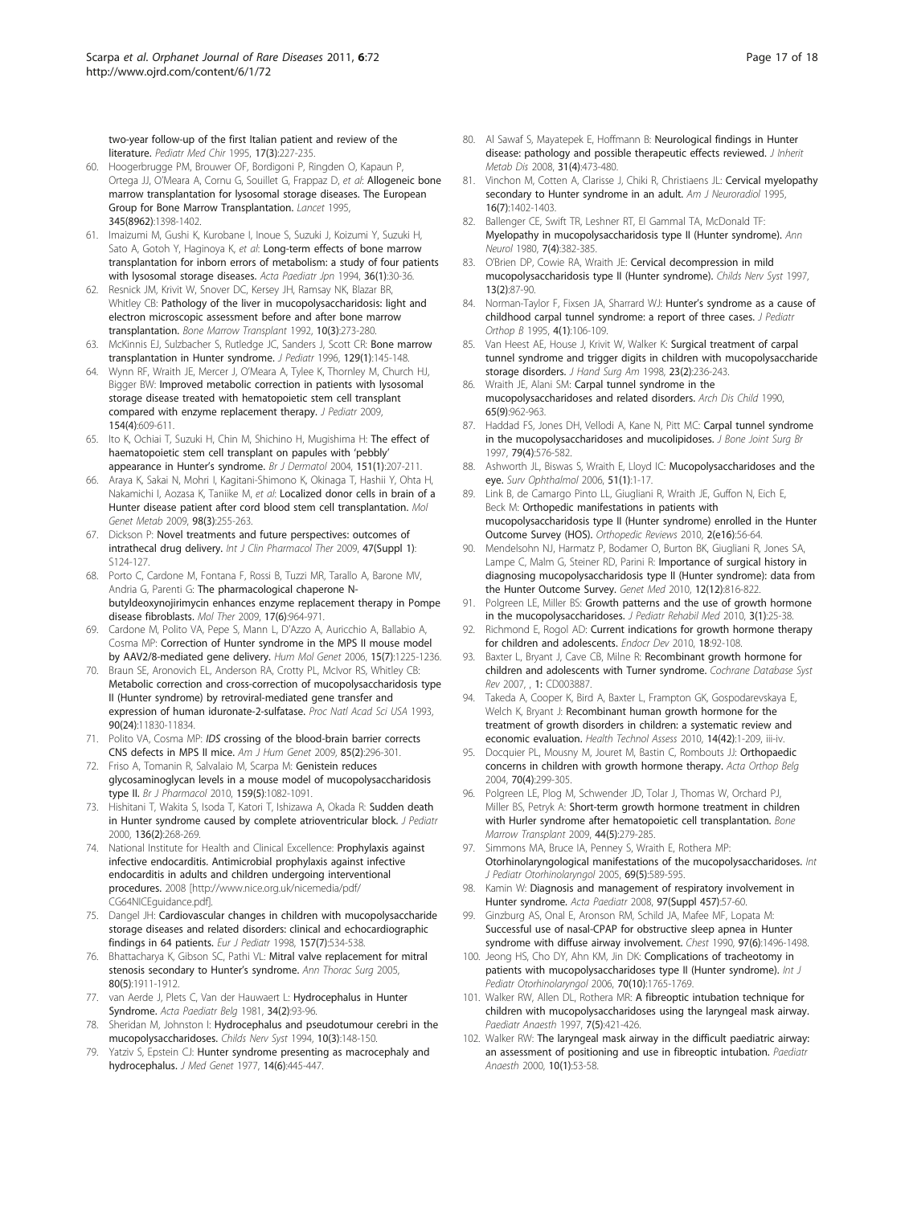two-year follow-up of the first Italian patient and review of the literature. *Pediatr Med Chir* 1995, 17(3):227-235.

60. Hoogerbrugge PM, Brouwer OF, Bordigoni P, Ringden O, Kapaun P, Ortega JJ, O'Meara A, Cornu G, Souillet G, Frappaz D, *et al*: **Allogeneic bone marrow transplantation for lysosomal storage diseases. The European Group for Bone Marrow Transplantation.** *Lancet* 1995, 345(8962):1398-1402.
61. Imaizumi M, Gushi K, Kurobane I, Inoue S, Suzuki J, Koizumi Y, Suzuki H, Sato A, Gotoh Y, Haginoya K, *et al*: **Long-term effects of bone marrow transplantation for inborn errors of metabolism: a study of four patients with lysosomal storage diseases.** *Acta Paediatr Jpn* 1994, 36(1):30-36.
62. Resnick JM, Krivit W, Snover DC, Kersey JH, Ramsay NK, Blazar BR, Whitley CB: **Pathology of the liver in mucopolysaccharidosis: light and electron microscopic assessment before and after bone marrow transplantation.** *Bone Marrow Transplant* 1992, 10(3):273-280.
63. McKinnis EJ, Sulzbacher S, Rutledge JC, Sanders J, Scott CR: **Bone marrow transplantation in Hunter syndrome.** *J Pediatr* 1996, 129(1):145-148.
64. Wynn RF, Wraith JE, Mercer J, O'Meara A, Tylee K, Thornley M, Church HJ, Bigger BW: **Improved metabolic correction in patients with lysosomal storage disease treated with hematopoietic stem cell transplant compared with enzyme replacement therapy.** *J Pediatr* 2009, 154(4):609-611.
65. Ito K, Ochiai T, Suzuki H, Chin M, Shichino H, Mugishima H: **The effect of haematopoietic stem cell transplant on papules with 'pebbly' appearance in Hunter's syndrome.** *Br J Dermatol* 2004, 151(1):207-211.
66. Araya K, Sakai N, Mohri I, Kagitani-Shimono K, Okinaga T, Hashii Y, Ohta H, Nakamichi I, Aozasa K, Taniike M, *et al*: **Localized donor cells in brain of a Hunter disease patient after cord blood stem cell transplantation.** *Mol Genet Metab* 2009, 98(3):255-263.
67. Dickson P: **Novel treatments and future perspectives: outcomes of intrathecal drug delivery.** *Int J Clin Pharmacol Ther* 2009, 47(Suppl 1): S124-127.
68. Porto C, Cardone M, Fontana F, Rossi B, Tuzzi MR, Tarallo A, Barone MV, Andria G, Parenti G: **The pharmacological chaperone N-butyldeoxynojirimycin enhances enzyme replacement therapy in Pompe disease fibroblasts.** *Mol Ther* 2009, 17(6):964-971.
69. Cardone M, Polito VA, Pepe S, Mann L, D'Azzo A, Auricchio A, Ballabio A, Cosma MP: **Correction of Hunter syndrome in the MPS II mouse model by AAV2/8-mediated gene delivery.** *Hum Mol Genet* 2006, 15(7):1225-1236.
70. Braun SE, Aronovich EL, Anderson RA, Crotty PL, McIvor RS, Whitley CB: **Metabolic correction and cross-correction of mucopolysaccharidosis type II (Hunter syndrome) by retroviral-mediated gene transfer and expression of human iduronate-2-sulfatase.** *Proc Natl Acad Sci USA* 1993, 90(24):11830-11834.
71. Polito VA, Cosma MP: ***IDS* crossing of the blood-brain barrier corrects CNS defects in MPS II mice.** *Am J Hum Genet* 2009, 85(2):296-301.
72. Friso A, Tomanin R, Salvalaio M, Scarpa M: **Genistein reduces glycosaminoglycan levels in a mouse model of mucopolysaccharidosis type II.** *Br J Pharmacol* 2010, 159(5):1082-1091.
73. Hishitani T, Wakita S, Isoda T, Katori T, Ishizawa A, Okada R: **Sudden death in Hunter syndrome caused by complete atrioventricular block.** *J Pediatr* 2000, 136(2):268-269.
74. National Institute for Health and Clinical Excellence: **Prophylaxis against infective endocarditis. Antimicrobial prophylaxis against infective endocarditis in adults and children undergoing interventional procedures.** 2008 [http://www.nice.org.uk/nicemedia/pdf/CG64NICEguidance.pdf].
75. Dangel JH: **Cardiovascular changes in children with mucopolysaccharide storage diseases and related disorders: clinical and echocardiographic findings in 64 patients.** *Eur J Pediatr* 1998, 157(7):534-538.
76. Bhattacharya K, Gibson SC, Pathi VL: **Mitral valve replacement for mitral stenosis secondary to Hunter's syndrome.** *Ann Thorac Surg* 2005, 80(5):1911-1912.
77. van Aerde J, Plets C, Van der Hauwaert L: **Hydrocephalus in Hunter Syndrome.** *Acta Paediatr Belg* 1981, 34(2):93-96.
78. Sheridan M, Johnston I: **Hydrocephalus and pseudotumour cerebri in the mucopolysaccharidoses.** *Childs Nerv Syst* 1994, 10(3):148-150.
79. Yatziv S, Epstein CJ: **Hunter syndrome presenting as macrocephaly and hydrocephalus.** *J Med Genet* 1977, 14(6):445-447.
80. Al Sawaf S, Mayatepek E, Hoffmann B: **Neurological findings in Hunter disease: pathology and possible therapeutic effects reviewed.** *J Inherit Metab Dis* 2008, 31(4):473-480.
81. Vinchon M, Cotten A, Clarisse J, Chiki R, Christiaens JL: **Cervical myelopathy secondary to Hunter syndrome in an adult.** *Am J Neuroradiol* 1995, 16(7):1402-1403.
82. Ballenger CE, Swift TR, Leshner RT, El Gammal TA, McDonald TF: **Myelopathy in mucopolysaccharidosis type II (Hunter syndrome).** *Ann Neurol* 1980, 7(4):382-385.
83. O'Brien DP, Cowie RA, Wraith JE: **Cervical decompression in mild mucopolysaccharidosis type II (Hunter syndrome).** *Childs Nerv Syst* 1997, 13(2):87-90.
84. Norman-Taylor F, Fixsen JA, Sharrard WJ: **Hunter's syndrome as a cause of childhood carpal tunnel syndrome: a report of three cases.** *J Pediatr Orthop B* 1995, 4(1):106-109.
85. Van Heest AE, House J, Krivit W, Walker K: **Surgical treatment of carpal tunnel syndrome and trigger digits in children with mucopolysaccharide storage disorders.** *J Hand Surg Am* 1998, 23(2):236-243.
86. Wraith JE, Alani SM: **Carpal tunnel syndrome in the mucopolysaccharidoses and related disorders.** *Arch Dis Child* 1990, 65(9):962-963.
87. Haddad FS, Jones DH, Vellodi A, Kane N, Pitt MC: **Carpal tunnel syndrome in the mucopolysaccharidoses and mucolipidoses.** *J Bone Joint Surg Br* 1997, 79(4):576-582.
88. Ashworth JL, Biswas S, Wraith E, Lloyd IC: **Mucopolysaccharidoses and the eye.** *Surv Ophthalmol* 2006, 51(1):1-17.
89. Link B, de Camargo Pinto LL, Giugliani R, Wraith JE, Guffon N, Eich E, Beck M: **Orthopedic manifestations in patients with mucopolysaccharidosis type II (Hunter syndrome) enrolled in the Hunter Outcome Survey (HOS).** *Orthopedic Reviews* 2010, 2(e16):56-64.
90. Mendelsohn NJ, Harmatz P, Bodamer O, Burton BK, Giugliani R, Jones SA, Lampe C, Malm G, Steiner RD, Parini R: **Importance of surgical history in diagnosing mucopolysaccharidosis type II (Hunter syndrome): data from the Hunter Outcome Survey.** *Genet Med* 2010, 12(12):816-822.
91. Polgreen LE, Miller BS: **Growth patterns and the use of growth hormone in the mucopolysaccharidoses.** *J Pediatr Rehabil Med* 2010, 3(1):25-38.
92. Richmond E, Rogol AD: **Current indications for growth hormone therapy for children and adolescents.** *Endocr Dev* 2010, 18:92-108.
93. Baxter L, Bryant J, Cave CB, Milne R: **Recombinant growth hormone for children and adolescents with Turner syndrome.** *Cochrane Database Syst Rev* 2007, , 1: CD003887.
94. Takeda A, Cooper K, Bird A, Baxter L, Frampton GK, Gospodarevskaya E, Welch K, Bryant J: **Recombinant human growth hormone for the treatment of growth disorders in children: a systematic review and economic evaluation.** *Health Technol Assess* 2010, 14(42):1-209, iii-iv.
95. Docquier PL, Mousny M, Jouret M, Bastin C, Rombouts JJ: **Orthopaedic concerns in children with growth hormone therapy.** *Acta Orthop Belg* 2004, 70(4):299-305.
96. Polgreen LE, Plog M, Schwender JD, Tolar J, Thomas W, Orchard PJ, Miller BS, Petryk A: **Short-term growth hormone treatment in children with Hurler syndrome after hematopoietic cell transplantation.** *Bone Marrow Transplant* 2009, 44(5):279-285.
97. Simmons MA, Bruce IA, Penney S, Wraith E, Rothera MP: **Otorhinolaryngological manifestations of the mucopolysaccharidoses.** *Int J Pediatr Otorhinolaryngol* 2005, 69(5):589-595.
98. Kamin W: **Diagnosis and management of respiratory involvement in Hunter syndrome.** *Acta Paediatr* 2008, 97(Suppl 457):57-60.
99. Ginzburg AS, Onal E, Aronson RM, Schild JA, Mafee MF, Lopata M: **Successful use of nasal-CPAP for obstructive sleep apnea in Hunter syndrome with diffuse airway involvement.** *Chest* 1990, 97(6):1496-1498.
100. Jeong HS, Cho DY, Ahn KM, Jin DK: **Complications of tracheotomy in patients with mucopolysaccharidoses type II (Hunter syndrome).** *Int J Pediatr Otorhinolaryngol* 2006, 70(10):1765-1769.
101. Walker RW, Allen DL, Rothera MR: **A fibreoptic intubation technique for children with mucopolysaccharidoses using the laryngeal mask airway.** *Paediatr Anaesth* 1997, 7(5):421-426.
102. Walker RW: **The laryngeal mask airway in the difficult paediatric airway: an assessment of positioning and use in fibreoptic intubation.** *Paediatr Anaesth* 2000, 10(1):53-58.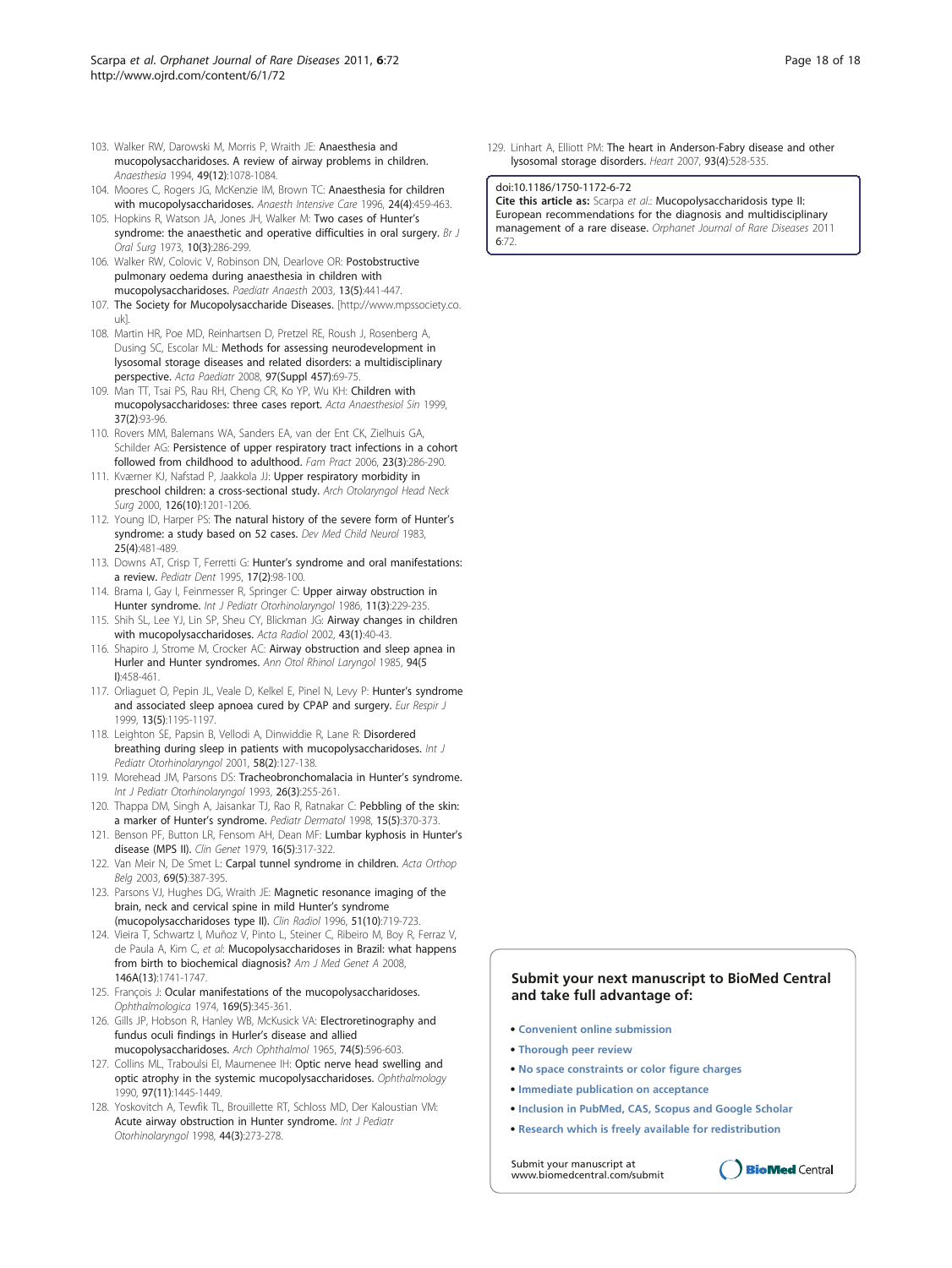103. Walker RW, Darowski M, Morris P, Wraith JE: **Anaesthesia and mucopolysaccharidoses. A review of airway problems in children.** *Anaesthesia* 1994, **49(12)**:1078-1084.
104. Moores C, Rogers JG, McKenzie IM, Brown TC: **Anaesthesia for children with mucopolysaccharidoses.** *Anaesth Intensive Care* 1996, **24(4)**:459-463.
105. Hopkins R, Watson JA, Jones JH, Walker M: **Two cases of Hunter's syndrome: the anaesthetic and operative difficulties in oral surgery.** *Br J Oral Surg* 1973, **10(3)**:286-299.
106. Walker RW, Colovic V, Robinson DN, Dearlove OR: **Postobstructive pulmonary oedema during anaesthesia in children with mucopolysaccharidoses.** *Paediatr Anaesth* 2003, **13(5)**:441-447.
107. **The Society for Mucopolysaccharide Diseases.** [http://www.mpssociety.co.uk].
108. Martin HR, Poe MD, Reinhartsen D, Pretzel RE, Roush J, Rosenberg A, Dusing SC, Escolar ML: **Methods for assessing neurodevelopment in lysosomal storage diseases and related disorders: a multidisciplinary perspective.** *Acta Paediatr* 2008, **97(Suppl 457)**:69-75.
109. Man TT, Tsai PS, Rau RH, Cheng CR, Ko YP, Wu KH: **Children with mucopolysaccharidoses: three cases report.** *Acta Anaesthesiol Sin* 1999, **37(2)**:93-96.
110. Rovers MM, Balemans WA, Sanders EA, van der Ent CK, Zielhuis GA, Schilder AG: **Persistence of upper respiratory tract infections in a cohort followed from childhood to adulthood.** *Fam Pract* 2006, **23(3)**:286-290.
111. Kværner KJ, Nafstad P, Jaakkola JJ: **Upper respiratory morbidity in preschool children: a cross-sectional study.** *Arch Otolaryngol Head Neck Surg* 2000, **126(10)**:1201-1206.
112. Young ID, Harper PS: **The natural history of the severe form of Hunter's syndrome: a study based on 52 cases.** *Dev Med Child Neurol* 1983, **25(4)**:481-489.
113. Downs AT, Crisp T, Ferretti G: **Hunter's syndrome and oral manifestations: a review.** *Pediatr Dent* 1995, **17(2)**:98-100.
114. Brama I, Gay I, Feinmesser R, Springer C: **Upper airway obstruction in Hunter syndrome.** *Int J Pediatr Otorhinolaryngol* 1986, **11(3)**:229-235.
115. Shih SL, Lee YJ, Lin SP, Sheu CY, Blickman JG: **Airway changes in children with mucopolysaccharidoses.** *Acta Radiol* 2002, **43(1)**:40-43.
116. Shapiro J, Strome M, Crocker AC: **Airway obstruction and sleep apnea in Hurler and Hunter syndromes.** *Ann Otol Rhinol Laryngol* 1985, **94(5 I)**:458-461.
117. Orliaguet O, Pepin JL, Veale D, Kelkel E, Pinel N, Levy P: **Hunter's syndrome and associated sleep apnoea cured by CPAP and surgery.** *Eur Respir J* 1999, **13(5)**:1195-1197.
118. Leighton SE, Papsin B, Vellodi A, Dinwiddie R, Lane R: **Disordered breathing during sleep in patients with mucopolysaccharidoses.** *Int J Pediatr Otorhinolaryngol* 2001, **58(2)**:127-138.
119. Morehead JM, Parsons DS: **Tracheobronchomalacia in Hunter's syndrome.** *Int J Pediatr Otorhinolaryngol* 1993, **26(3)**:255-261.
120. Thappa DM, Singh A, Jaisankar TJ, Rao R, Ratnakar C: **Pebbling of the skin: a marker of Hunter's syndrome.** *Pediatr Dermatol* 1998, **15(5)**:370-373.
121. Benson PF, Button LR, Fensom AH, Dean MF: **Lumbar kyphosis in Hunter's disease (MPS II).** *Clin Genet* 1979, **16(5)**:317-322.
122. Van Meir N, De Smet L: **Carpal tunnel syndrome in children.** *Acta Orthop Belg* 2003, **69(5)**:387-395.
123. Parsons VJ, Hughes DG, Wraith JE: **Magnetic resonance imaging of the brain, neck and cervical spine in mild Hunter's syndrome (mucopolysaccharidoses type II).** *Clin Radiol* 1996, **51(10)**:719-723.
124. Vieira T, Schwartz I, Muñoz V, Pinto L, Steiner C, Ribeiro M, Boy R, Ferraz V, de Paula A, Kim C, *et al*: **Mucopolysaccharidoses in Brazil: what happens from birth to biochemical diagnosis?** *Am J Med Genet A* 2008, **146A(13)**:1741-1747.
125. François J: **Ocular manifestations of the mucopolysaccharidoses.** *Ophthalmologica* 1974, **169(5)**:345-361.
126. Gills JP, Hobson R, Hanley WB, McKusick VA: **Electroretinography and fundus oculi findings in Hurler's disease and allied mucopolysaccharidoses.** *Arch Ophthalmol* 1965, **74(5)**:596-603.
127. Collins ML, Traboulsi EI, Maumenee IH: **Optic nerve head swelling and optic atrophy in the systemic mucopolysaccharidoses.** *Ophthalmology* 1990, **97(11)**:1445-1449.
128. Yoskovitch A, Tewfik TL, Brouillette RT, Schloss MD, Der Kaloustian VM: **Acute airway obstruction in Hunter syndrome.** *Int J Pediatr Otorhinolaryngol* 1998, **44(3)**:273-278.
129. Linhart A, Elliott PM: **The heart in Anderson-Fabry disease and other lysosomal storage disorders.** *Heart* 2007, **93(4)**:528-535.

doi:10.1186/1750-1172-6-72

**Cite this article as:** Scarpa *et al.*: Mucopolysaccharidosis type II: European recommendations for the diagnosis and multidisciplinary management of a rare disease. *Orphanet Journal of Rare Diseases* 2011 **6**:72.

**Submit your next manuscript to BioMed Central and take full advantage of:**

- **Convenient online submission**
- **Thorough peer review**
- **No space constraints or color figure charges**
- **Immediate publication on acceptance**
- **Inclusion in PubMed, CAS, Scopus and Google Scholar**
- **Research which is freely available for redistribution**

Submit your manuscript at www.biomedcentral.com/submit

BioMed Central